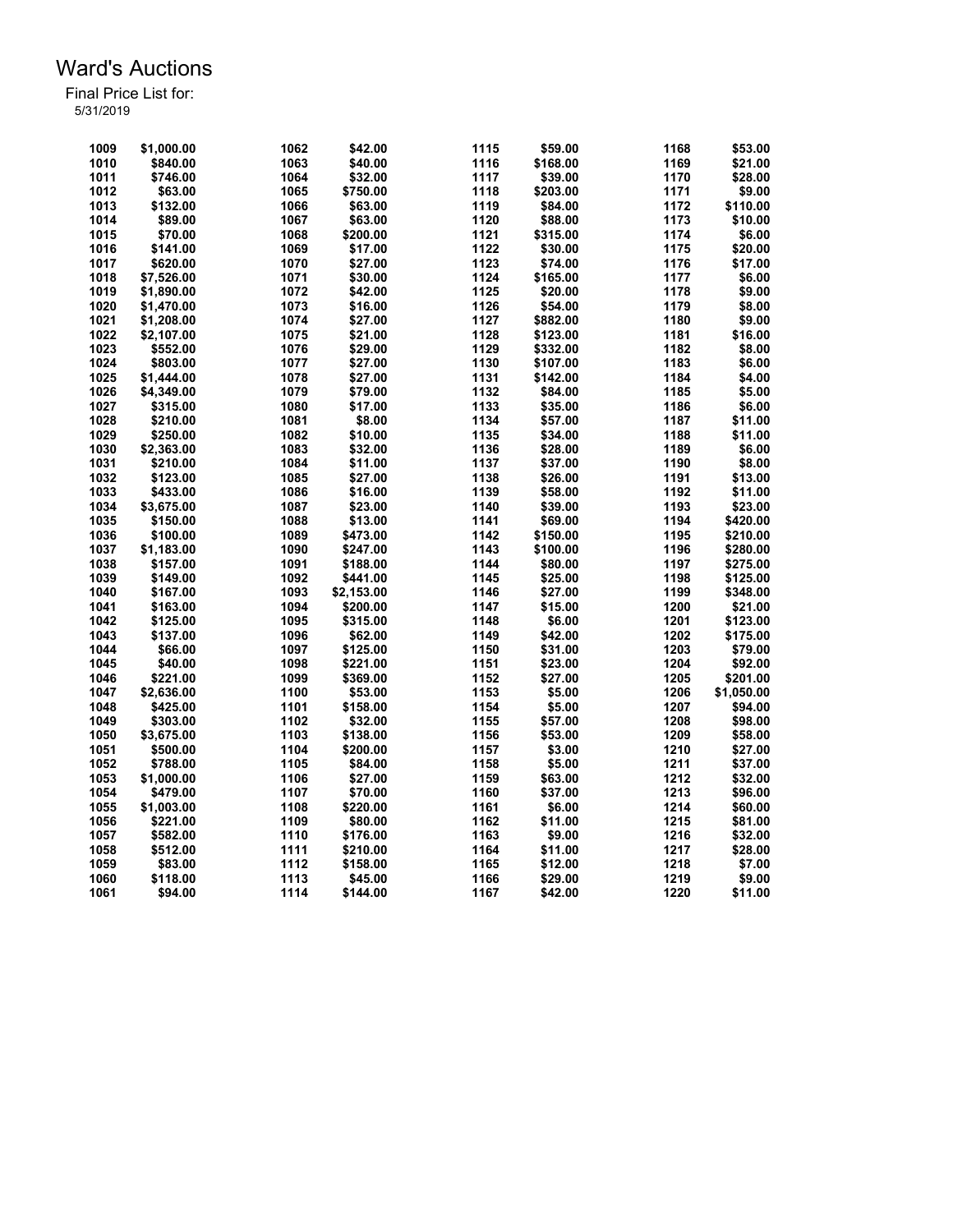# Ward's Auctions

Final Price List for:
5/31/2019

| Lot | Price | Lot | Price | Lot | Price | Lot | Price |
|---|---|---|---|---|---|---|---|
| 1009 | $1,000.00 | 1062 | $42.00 | 1115 | $59.00 | 1168 | $53.00 |
| 1010 | $840.00 | 1063 | $40.00 | 1116 | $168.00 | 1169 | $21.00 |
| 1011 | $746.00 | 1064 | $32.00 | 1117 | $39.00 | 1170 | $28.00 |
| 1012 | $63.00 | 1065 | $750.00 | 1118 | $203.00 | 1171 | $9.00 |
| 1013 | $132.00 | 1066 | $63.00 | 1119 | $84.00 | 1172 | $110.00 |
| 1014 | $89.00 | 1067 | $63.00 | 1120 | $88.00 | 1173 | $10.00 |
| 1015 | $70.00 | 1068 | $200.00 | 1121 | $315.00 | 1174 | $6.00 |
| 1016 | $141.00 | 1069 | $17.00 | 1122 | $30.00 | 1175 | $20.00 |
| 1017 | $620.00 | 1070 | $27.00 | 1123 | $74.00 | 1176 | $17.00 |
| 1018 | $7,526.00 | 1071 | $30.00 | 1124 | $165.00 | 1177 | $6.00 |
| 1019 | $1,890.00 | 1072 | $42.00 | 1125 | $20.00 | 1178 | $9.00 |
| 1020 | $1,470.00 | 1073 | $16.00 | 1126 | $54.00 | 1179 | $8.00 |
| 1021 | $1,208.00 | 1074 | $27.00 | 1127 | $882.00 | 1180 | $9.00 |
| 1022 | $2,107.00 | 1075 | $21.00 | 1128 | $123.00 | 1181 | $16.00 |
| 1023 | $552.00 | 1076 | $29.00 | 1129 | $332.00 | 1182 | $8.00 |
| 1024 | $803.00 | 1077 | $27.00 | 1130 | $107.00 | 1183 | $6.00 |
| 1025 | $1,444.00 | 1078 | $27.00 | 1131 | $142.00 | 1184 | $4.00 |
| 1026 | $4,349.00 | 1079 | $79.00 | 1132 | $84.00 | 1185 | $5.00 |
| 1027 | $315.00 | 1080 | $17.00 | 1133 | $35.00 | 1186 | $6.00 |
| 1028 | $210.00 | 1081 | $8.00 | 1134 | $57.00 | 1187 | $11.00 |
| 1029 | $250.00 | 1082 | $10.00 | 1135 | $34.00 | 1188 | $11.00 |
| 1030 | $2,363.00 | 1083 | $32.00 | 1136 | $28.00 | 1189 | $6.00 |
| 1031 | $210.00 | 1084 | $11.00 | 1137 | $37.00 | 1190 | $8.00 |
| 1032 | $123.00 | 1085 | $27.00 | 1138 | $26.00 | 1191 | $13.00 |
| 1033 | $433.00 | 1086 | $16.00 | 1139 | $58.00 | 1192 | $11.00 |
| 1034 | $3,675.00 | 1087 | $23.00 | 1140 | $39.00 | 1193 | $23.00 |
| 1035 | $150.00 | 1088 | $13.00 | 1141 | $69.00 | 1194 | $420.00 |
| 1036 | $100.00 | 1089 | $473.00 | 1142 | $150.00 | 1195 | $210.00 |
| 1037 | $1,183.00 | 1090 | $247.00 | 1143 | $100.00 | 1196 | $280.00 |
| 1038 | $157.00 | 1091 | $188.00 | 1144 | $80.00 | 1197 | $275.00 |
| 1039 | $149.00 | 1092 | $441.00 | 1145 | $25.00 | 1198 | $125.00 |
| 1040 | $167.00 | 1093 | $2,153.00 | 1146 | $27.00 | 1199 | $348.00 |
| 1041 | $163.00 | 1094 | $200.00 | 1147 | $15.00 | 1200 | $21.00 |
| 1042 | $125.00 | 1095 | $315.00 | 1148 | $6.00 | 1201 | $123.00 |
| 1043 | $137.00 | 1096 | $62.00 | 1149 | $42.00 | 1202 | $175.00 |
| 1044 | $66.00 | 1097 | $125.00 | 1150 | $31.00 | 1203 | $79.00 |
| 1045 | $40.00 | 1098 | $221.00 | 1151 | $23.00 | 1204 | $92.00 |
| 1046 | $221.00 | 1099 | $369.00 | 1152 | $27.00 | 1205 | $201.00 |
| 1047 | $2,636.00 | 1100 | $53.00 | 1153 | $5.00 | 1206 | $1,050.00 |
| 1048 | $425.00 | 1101 | $158.00 | 1154 | $5.00 | 1207 | $94.00 |
| 1049 | $303.00 | 1102 | $32.00 | 1155 | $57.00 | 1208 | $98.00 |
| 1050 | $3,675.00 | 1103 | $138.00 | 1156 | $53.00 | 1209 | $58.00 |
| 1051 | $500.00 | 1104 | $200.00 | 1157 | $3.00 | 1210 | $27.00 |
| 1052 | $788.00 | 1105 | $84.00 | 1158 | $5.00 | 1211 | $37.00 |
| 1053 | $1,000.00 | 1106 | $27.00 | 1159 | $63.00 | 1212 | $32.00 |
| 1054 | $479.00 | 1107 | $70.00 | 1160 | $37.00 | 1213 | $96.00 |
| 1055 | $1,003.00 | 1108 | $220.00 | 1161 | $6.00 | 1214 | $60.00 |
| 1056 | $221.00 | 1109 | $80.00 | 1162 | $11.00 | 1215 | $81.00 |
| 1057 | $582.00 | 1110 | $176.00 | 1163 | $9.00 | 1216 | $32.00 |
| 1058 | $512.00 | 1111 | $210.00 | 1164 | $11.00 | 1217 | $28.00 |
| 1059 | $83.00 | 1112 | $158.00 | 1165 | $12.00 | 1218 | $7.00 |
| 1060 | $118.00 | 1113 | $45.00 | 1166 | $29.00 | 1219 | $9.00 |
| 1061 | $94.00 | 1114 | $144.00 | 1167 | $42.00 | 1220 | $11.00 |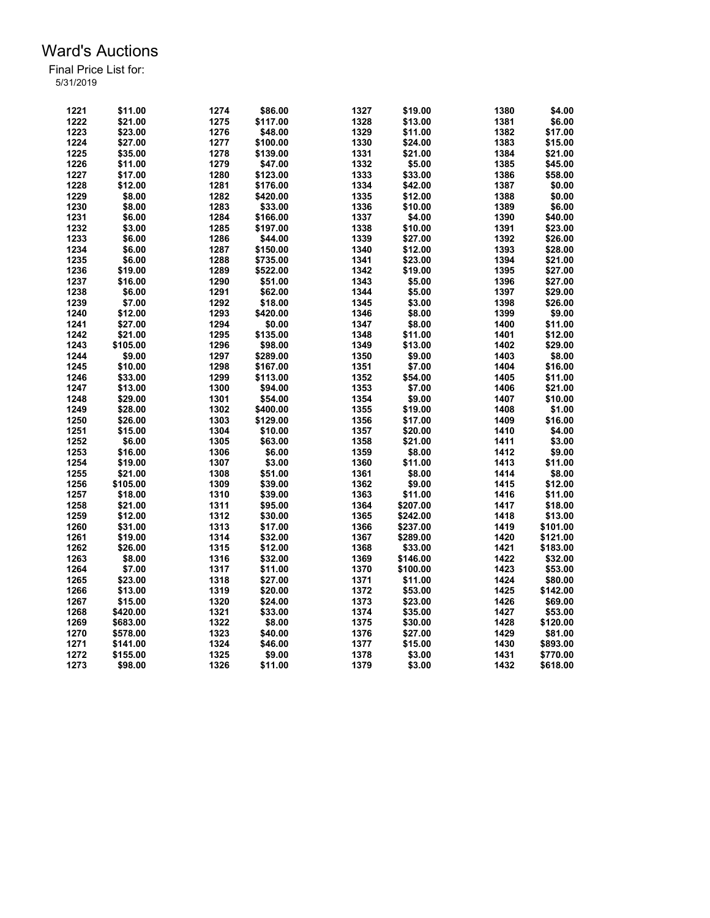# Ward's Auctions

Final Price List for:
5/31/2019

| Lot | Price | Lot | Price | Lot | Price | Lot | Price |
|---|---|---|---|---|---|---|---|
| 1221 | $11.00 | 1274 | $86.00 | 1327 | $19.00 | 1380 | $4.00 |
| 1222 | $21.00 | 1275 | $117.00 | 1328 | $13.00 | 1381 | $6.00 |
| 1223 | $23.00 | 1276 | $48.00 | 1329 | $11.00 | 1382 | $17.00 |
| 1224 | $27.00 | 1277 | $100.00 | 1330 | $24.00 | 1383 | $15.00 |
| 1225 | $35.00 | 1278 | $139.00 | 1331 | $21.00 | 1384 | $21.00 |
| 1226 | $11.00 | 1279 | $47.00 | 1332 | $5.00 | 1385 | $45.00 |
| 1227 | $17.00 | 1280 | $123.00 | 1333 | $33.00 | 1386 | $58.00 |
| 1228 | $12.00 | 1281 | $176.00 | 1334 | $42.00 | 1387 | $0.00 |
| 1229 | $8.00 | 1282 | $420.00 | 1335 | $12.00 | 1388 | $0.00 |
| 1230 | $8.00 | 1283 | $33.00 | 1336 | $10.00 | 1389 | $6.00 |
| 1231 | $6.00 | 1284 | $166.00 | 1337 | $4.00 | 1390 | $40.00 |
| 1232 | $3.00 | 1285 | $197.00 | 1338 | $10.00 | 1391 | $23.00 |
| 1233 | $6.00 | 1286 | $44.00 | 1339 | $27.00 | 1392 | $26.00 |
| 1234 | $6.00 | 1287 | $150.00 | 1340 | $12.00 | 1393 | $28.00 |
| 1235 | $6.00 | 1288 | $735.00 | 1341 | $23.00 | 1394 | $21.00 |
| 1236 | $19.00 | 1289 | $522.00 | 1342 | $19.00 | 1395 | $27.00 |
| 1237 | $16.00 | 1290 | $51.00 | 1343 | $5.00 | 1396 | $27.00 |
| 1238 | $6.00 | 1291 | $62.00 | 1344 | $5.00 | 1397 | $29.00 |
| 1239 | $7.00 | 1292 | $18.00 | 1345 | $3.00 | 1398 | $26.00 |
| 1240 | $12.00 | 1293 | $420.00 | 1346 | $8.00 | 1399 | $9.00 |
| 1241 | $27.00 | 1294 | $0.00 | 1347 | $8.00 | 1400 | $11.00 |
| 1242 | $21.00 | 1295 | $135.00 | 1348 | $11.00 | 1401 | $12.00 |
| 1243 | $105.00 | 1296 | $98.00 | 1349 | $13.00 | 1402 | $29.00 |
| 1244 | $9.00 | 1297 | $289.00 | 1350 | $9.00 | 1403 | $8.00 |
| 1245 | $10.00 | 1298 | $167.00 | 1351 | $7.00 | 1404 | $16.00 |
| 1246 | $33.00 | 1299 | $113.00 | 1352 | $54.00 | 1405 | $11.00 |
| 1247 | $13.00 | 1300 | $94.00 | 1353 | $7.00 | 1406 | $21.00 |
| 1248 | $29.00 | 1301 | $54.00 | 1354 | $9.00 | 1407 | $10.00 |
| 1249 | $28.00 | 1302 | $400.00 | 1355 | $19.00 | 1408 | $1.00 |
| 1250 | $26.00 | 1303 | $129.00 | 1356 | $17.00 | 1409 | $16.00 |
| 1251 | $15.00 | 1304 | $10.00 | 1357 | $20.00 | 1410 | $4.00 |
| 1252 | $6.00 | 1305 | $63.00 | 1358 | $21.00 | 1411 | $3.00 |
| 1253 | $16.00 | 1306 | $6.00 | 1359 | $8.00 | 1412 | $9.00 |
| 1254 | $19.00 | 1307 | $3.00 | 1360 | $11.00 | 1413 | $11.00 |
| 1255 | $21.00 | 1308 | $51.00 | 1361 | $8.00 | 1414 | $8.00 |
| 1256 | $105.00 | 1309 | $39.00 | 1362 | $9.00 | 1415 | $12.00 |
| 1257 | $18.00 | 1310 | $39.00 | 1363 | $11.00 | 1416 | $11.00 |
| 1258 | $21.00 | 1311 | $95.00 | 1364 | $207.00 | 1417 | $18.00 |
| 1259 | $12.00 | 1312 | $30.00 | 1365 | $242.00 | 1418 | $13.00 |
| 1260 | $31.00 | 1313 | $17.00 | 1366 | $237.00 | 1419 | $101.00 |
| 1261 | $19.00 | 1314 | $32.00 | 1367 | $289.00 | 1420 | $121.00 |
| 1262 | $26.00 | 1315 | $12.00 | 1368 | $33.00 | 1421 | $183.00 |
| 1263 | $8.00 | 1316 | $32.00 | 1369 | $146.00 | 1422 | $32.00 |
| 1264 | $7.00 | 1317 | $11.00 | 1370 | $100.00 | 1423 | $53.00 |
| 1265 | $23.00 | 1318 | $27.00 | 1371 | $11.00 | 1424 | $80.00 |
| 1266 | $13.00 | 1319 | $20.00 | 1372 | $53.00 | 1425 | $142.00 |
| 1267 | $15.00 | 1320 | $24.00 | 1373 | $23.00 | 1426 | $69.00 |
| 1268 | $420.00 | 1321 | $33.00 | 1374 | $35.00 | 1427 | $53.00 |
| 1269 | $683.00 | 1322 | $8.00 | 1375 | $30.00 | 1428 | $120.00 |
| 1270 | $578.00 | 1323 | $40.00 | 1376 | $27.00 | 1429 | $81.00 |
| 1271 | $141.00 | 1324 | $46.00 | 1377 | $15.00 | 1430 | $893.00 |
| 1272 | $155.00 | 1325 | $9.00 | 1378 | $3.00 | 1431 | $770.00 |
| 1273 | $98.00 | 1326 | $11.00 | 1379 | $3.00 | 1432 | $618.00 |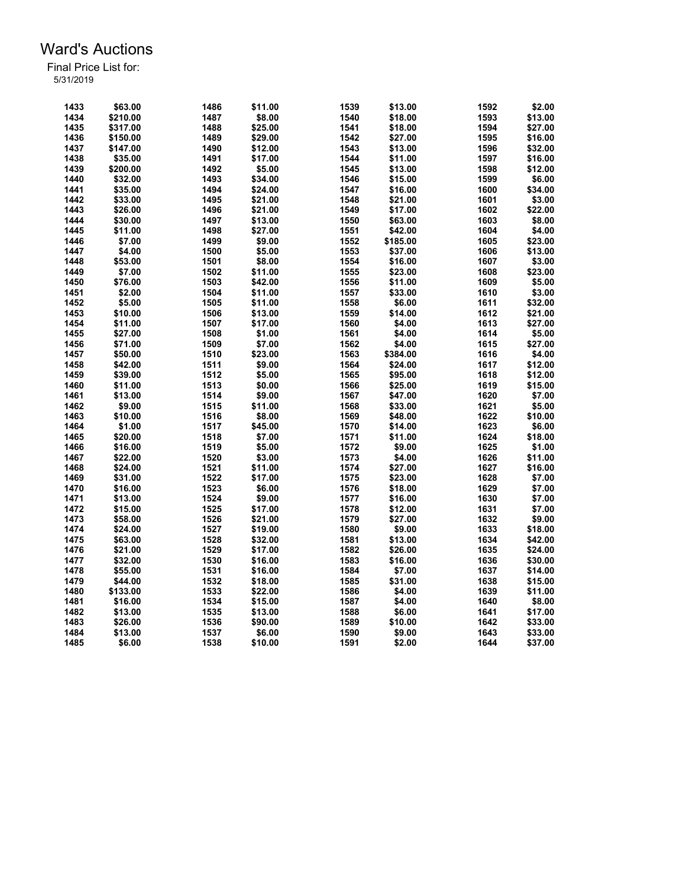# Ward's Auctions

Final Price List for:
5/31/2019

| Lot | Price | Lot | Price | Lot | Price | Lot | Price |
|---|---|---|---|---|---|---|---|
| 1433 | $63.00 | 1486 | $11.00 | 1539 | $13.00 | 1592 | $2.00 |
| 1434 | $210.00 | 1487 | $8.00 | 1540 | $18.00 | 1593 | $13.00 |
| 1435 | $317.00 | 1488 | $25.00 | 1541 | $18.00 | 1594 | $27.00 |
| 1436 | $150.00 | 1489 | $29.00 | 1542 | $27.00 | 1595 | $16.00 |
| 1437 | $147.00 | 1490 | $12.00 | 1543 | $13.00 | 1596 | $32.00 |
| 1438 | $35.00 | 1491 | $17.00 | 1544 | $11.00 | 1597 | $16.00 |
| 1439 | $200.00 | 1492 | $5.00 | 1545 | $13.00 | 1598 | $12.00 |
| 1440 | $32.00 | 1493 | $34.00 | 1546 | $15.00 | 1599 | $6.00 |
| 1441 | $35.00 | 1494 | $24.00 | 1547 | $16.00 | 1600 | $34.00 |
| 1442 | $33.00 | 1495 | $21.00 | 1548 | $21.00 | 1601 | $3.00 |
| 1443 | $26.00 | 1496 | $21.00 | 1549 | $17.00 | 1602 | $22.00 |
| 1444 | $30.00 | 1497 | $13.00 | 1550 | $63.00 | 1603 | $8.00 |
| 1445 | $11.00 | 1498 | $27.00 | 1551 | $42.00 | 1604 | $4.00 |
| 1446 | $7.00 | 1499 | $9.00 | 1552 | $185.00 | 1605 | $23.00 |
| 1447 | $4.00 | 1500 | $5.00 | 1553 | $37.00 | 1606 | $13.00 |
| 1448 | $53.00 | 1501 | $8.00 | 1554 | $16.00 | 1607 | $3.00 |
| 1449 | $7.00 | 1502 | $11.00 | 1555 | $23.00 | 1608 | $23.00 |
| 1450 | $76.00 | 1503 | $42.00 | 1556 | $11.00 | 1609 | $5.00 |
| 1451 | $2.00 | 1504 | $11.00 | 1557 | $33.00 | 1610 | $3.00 |
| 1452 | $5.00 | 1505 | $11.00 | 1558 | $6.00 | 1611 | $32.00 |
| 1453 | $10.00 | 1506 | $13.00 | 1559 | $14.00 | 1612 | $21.00 |
| 1454 | $11.00 | 1507 | $17.00 | 1560 | $4.00 | 1613 | $27.00 |
| 1455 | $27.00 | 1508 | $1.00 | 1561 | $4.00 | 1614 | $5.00 |
| 1456 | $71.00 | 1509 | $7.00 | 1562 | $4.00 | 1615 | $27.00 |
| 1457 | $50.00 | 1510 | $23.00 | 1563 | $384.00 | 1616 | $4.00 |
| 1458 | $42.00 | 1511 | $9.00 | 1564 | $24.00 | 1617 | $12.00 |
| 1459 | $39.00 | 1512 | $5.00 | 1565 | $95.00 | 1618 | $12.00 |
| 1460 | $11.00 | 1513 | $0.00 | 1566 | $25.00 | 1619 | $15.00 |
| 1461 | $13.00 | 1514 | $9.00 | 1567 | $47.00 | 1620 | $7.00 |
| 1462 | $9.00 | 1515 | $11.00 | 1568 | $33.00 | 1621 | $5.00 |
| 1463 | $10.00 | 1516 | $8.00 | 1569 | $48.00 | 1622 | $10.00 |
| 1464 | $1.00 | 1517 | $45.00 | 1570 | $14.00 | 1623 | $6.00 |
| 1465 | $20.00 | 1518 | $7.00 | 1571 | $11.00 | 1624 | $18.00 |
| 1466 | $16.00 | 1519 | $5.00 | 1572 | $9.00 | 1625 | $1.00 |
| 1467 | $22.00 | 1520 | $3.00 | 1573 | $4.00 | 1626 | $11.00 |
| 1468 | $24.00 | 1521 | $11.00 | 1574 | $27.00 | 1627 | $16.00 |
| 1469 | $31.00 | 1522 | $17.00 | 1575 | $23.00 | 1628 | $7.00 |
| 1470 | $16.00 | 1523 | $6.00 | 1576 | $18.00 | 1629 | $7.00 |
| 1471 | $13.00 | 1524 | $9.00 | 1577 | $16.00 | 1630 | $7.00 |
| 1472 | $15.00 | 1525 | $17.00 | 1578 | $12.00 | 1631 | $7.00 |
| 1473 | $58.00 | 1526 | $21.00 | 1579 | $27.00 | 1632 | $9.00 |
| 1474 | $24.00 | 1527 | $19.00 | 1580 | $9.00 | 1633 | $18.00 |
| 1475 | $63.00 | 1528 | $32.00 | 1581 | $13.00 | 1634 | $42.00 |
| 1476 | $21.00 | 1529 | $17.00 | 1582 | $26.00 | 1635 | $24.00 |
| 1477 | $32.00 | 1530 | $16.00 | 1583 | $16.00 | 1636 | $30.00 |
| 1478 | $55.00 | 1531 | $16.00 | 1584 | $7.00 | 1637 | $14.00 |
| 1479 | $44.00 | 1532 | $18.00 | 1585 | $31.00 | 1638 | $15.00 |
| 1480 | $133.00 | 1533 | $22.00 | 1586 | $4.00 | 1639 | $11.00 |
| 1481 | $16.00 | 1534 | $15.00 | 1587 | $4.00 | 1640 | $8.00 |
| 1482 | $13.00 | 1535 | $13.00 | 1588 | $6.00 | 1641 | $17.00 |
| 1483 | $26.00 | 1536 | $90.00 | 1589 | $10.00 | 1642 | $33.00 |
| 1484 | $13.00 | 1537 | $6.00 | 1590 | $9.00 | 1643 | $33.00 |
| 1485 | $6.00 | 1538 | $10.00 | 1591 | $2.00 | 1644 | $37.00 |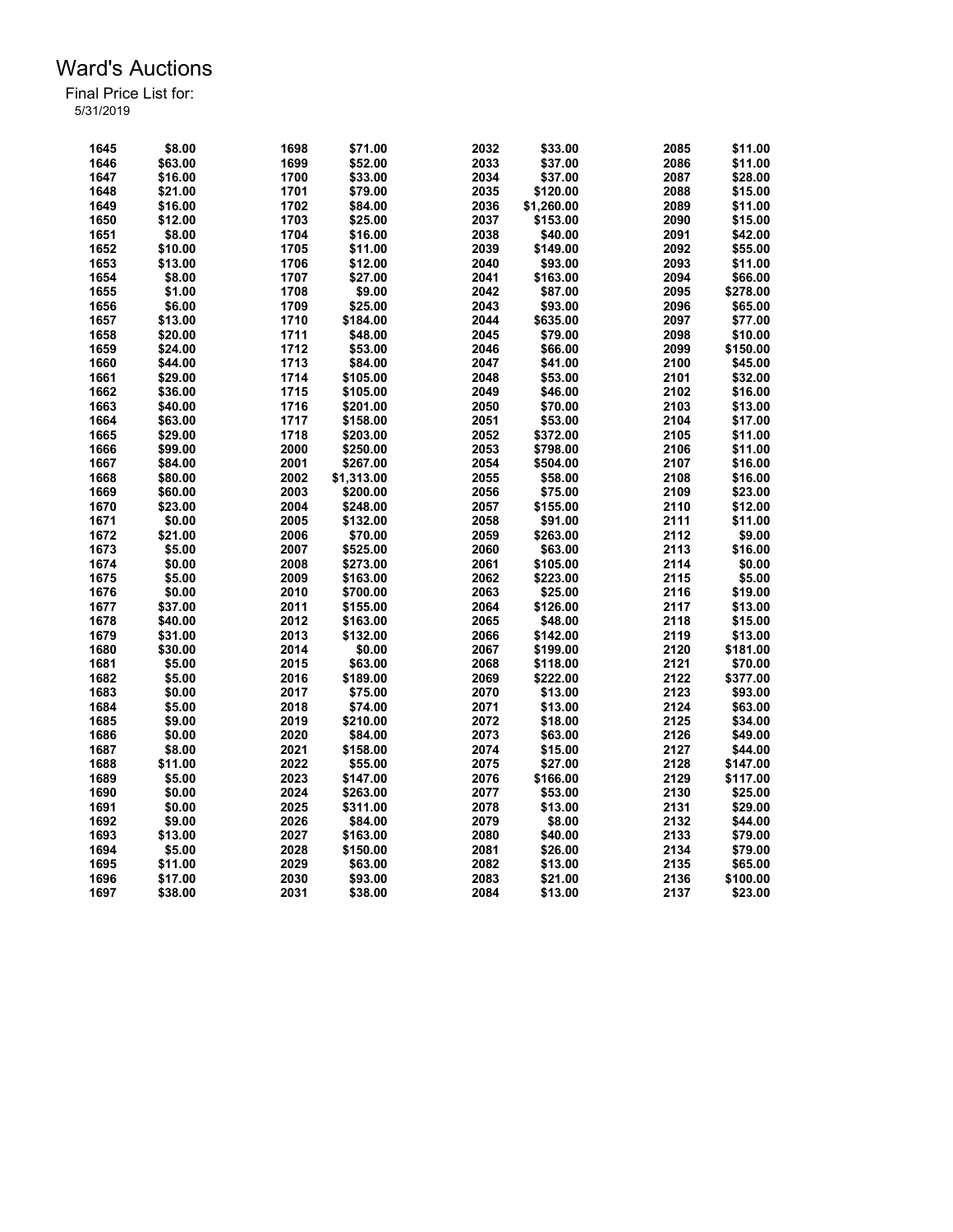# Ward's Auctions

Final Price List for:
5/31/2019

| Lot | Price | Lot | Price | Lot | Price | Lot | Price |
|---|---|---|---|---|---|---|---|
| 1645 | $8.00 | 1698 | $71.00 | 2032 | $33.00 | 2085 | $11.00 |
| 1646 | $63.00 | 1699 | $52.00 | 2033 | $37.00 | 2086 | $11.00 |
| 1647 | $16.00 | 1700 | $33.00 | 2034 | $37.00 | 2087 | $28.00 |
| 1648 | $21.00 | 1701 | $79.00 | 2035 | $120.00 | 2088 | $15.00 |
| 1649 | $16.00 | 1702 | $84.00 | 2036 | $1,260.00 | 2089 | $11.00 |
| 1650 | $12.00 | 1703 | $25.00 | 2037 | $153.00 | 2090 | $15.00 |
| 1651 | $8.00 | 1704 | $16.00 | 2038 | $40.00 | 2091 | $42.00 |
| 1652 | $10.00 | 1705 | $11.00 | 2039 | $149.00 | 2092 | $55.00 |
| 1653 | $13.00 | 1706 | $12.00 | 2040 | $93.00 | 2093 | $11.00 |
| 1654 | $8.00 | 1707 | $27.00 | 2041 | $163.00 | 2094 | $66.00 |
| 1655 | $1.00 | 1708 | $9.00 | 2042 | $87.00 | 2095 | $278.00 |
| 1656 | $6.00 | 1709 | $25.00 | 2043 | $93.00 | 2096 | $65.00 |
| 1657 | $13.00 | 1710 | $184.00 | 2044 | $635.00 | 2097 | $77.00 |
| 1658 | $20.00 | 1711 | $48.00 | 2045 | $79.00 | 2098 | $10.00 |
| 1659 | $24.00 | 1712 | $53.00 | 2046 | $66.00 | 2099 | $150.00 |
| 1660 | $44.00 | 1713 | $84.00 | 2047 | $41.00 | 2100 | $45.00 |
| 1661 | $29.00 | 1714 | $105.00 | 2048 | $53.00 | 2101 | $32.00 |
| 1662 | $36.00 | 1715 | $105.00 | 2049 | $46.00 | 2102 | $16.00 |
| 1663 | $40.00 | 1716 | $201.00 | 2050 | $70.00 | 2103 | $13.00 |
| 1664 | $63.00 | 1717 | $158.00 | 2051 | $53.00 | 2104 | $17.00 |
| 1665 | $29.00 | 1718 | $203.00 | 2052 | $372.00 | 2105 | $11.00 |
| 1666 | $99.00 | 2000 | $250.00 | 2053 | $798.00 | 2106 | $11.00 |
| 1667 | $84.00 | 2001 | $267.00 | 2054 | $504.00 | 2107 | $16.00 |
| 1668 | $80.00 | 2002 | $1,313.00 | 2055 | $58.00 | 2108 | $16.00 |
| 1669 | $60.00 | 2003 | $200.00 | 2056 | $75.00 | 2109 | $23.00 |
| 1670 | $23.00 | 2004 | $248.00 | 2057 | $155.00 | 2110 | $12.00 |
| 1671 | $0.00 | 2005 | $132.00 | 2058 | $91.00 | 2111 | $11.00 |
| 1672 | $21.00 | 2006 | $70.00 | 2059 | $263.00 | 2112 | $9.00 |
| 1673 | $5.00 | 2007 | $525.00 | 2060 | $63.00 | 2113 | $16.00 |
| 1674 | $0.00 | 2008 | $273.00 | 2061 | $105.00 | 2114 | $0.00 |
| 1675 | $5.00 | 2009 | $163.00 | 2062 | $223.00 | 2115 | $5.00 |
| 1676 | $0.00 | 2010 | $700.00 | 2063 | $25.00 | 2116 | $19.00 |
| 1677 | $37.00 | 2011 | $155.00 | 2064 | $126.00 | 2117 | $13.00 |
| 1678 | $40.00 | 2012 | $163.00 | 2065 | $48.00 | 2118 | $15.00 |
| 1679 | $31.00 | 2013 | $132.00 | 2066 | $142.00 | 2119 | $13.00 |
| 1680 | $30.00 | 2014 | $0.00 | 2067 | $199.00 | 2120 | $181.00 |
| 1681 | $5.00 | 2015 | $63.00 | 2068 | $118.00 | 2121 | $70.00 |
| 1682 | $5.00 | 2016 | $189.00 | 2069 | $222.00 | 2122 | $377.00 |
| 1683 | $0.00 | 2017 | $75.00 | 2070 | $13.00 | 2123 | $93.00 |
| 1684 | $5.00 | 2018 | $74.00 | 2071 | $13.00 | 2124 | $63.00 |
| 1685 | $9.00 | 2019 | $210.00 | 2072 | $18.00 | 2125 | $34.00 |
| 1686 | $0.00 | 2020 | $84.00 | 2073 | $63.00 | 2126 | $49.00 |
| 1687 | $8.00 | 2021 | $158.00 | 2074 | $15.00 | 2127 | $44.00 |
| 1688 | $11.00 | 2022 | $55.00 | 2075 | $27.00 | 2128 | $147.00 |
| 1689 | $5.00 | 2023 | $147.00 | 2076 | $166.00 | 2129 | $117.00 |
| 1690 | $0.00 | 2024 | $263.00 | 2077 | $53.00 | 2130 | $25.00 |
| 1691 | $0.00 | 2025 | $311.00 | 2078 | $13.00 | 2131 | $29.00 |
| 1692 | $9.00 | 2026 | $84.00 | 2079 | $8.00 | 2132 | $44.00 |
| 1693 | $13.00 | 2027 | $163.00 | 2080 | $40.00 | 2133 | $79.00 |
| 1694 | $5.00 | 2028 | $150.00 | 2081 | $26.00 | 2134 | $79.00 |
| 1695 | $11.00 | 2029 | $63.00 | 2082 | $13.00 | 2135 | $65.00 |
| 1696 | $17.00 | 2030 | $93.00 | 2083 | $21.00 | 2136 | $100.00 |
| 1697 | $38.00 | 2031 | $38.00 | 2084 | $13.00 | 2137 | $23.00 |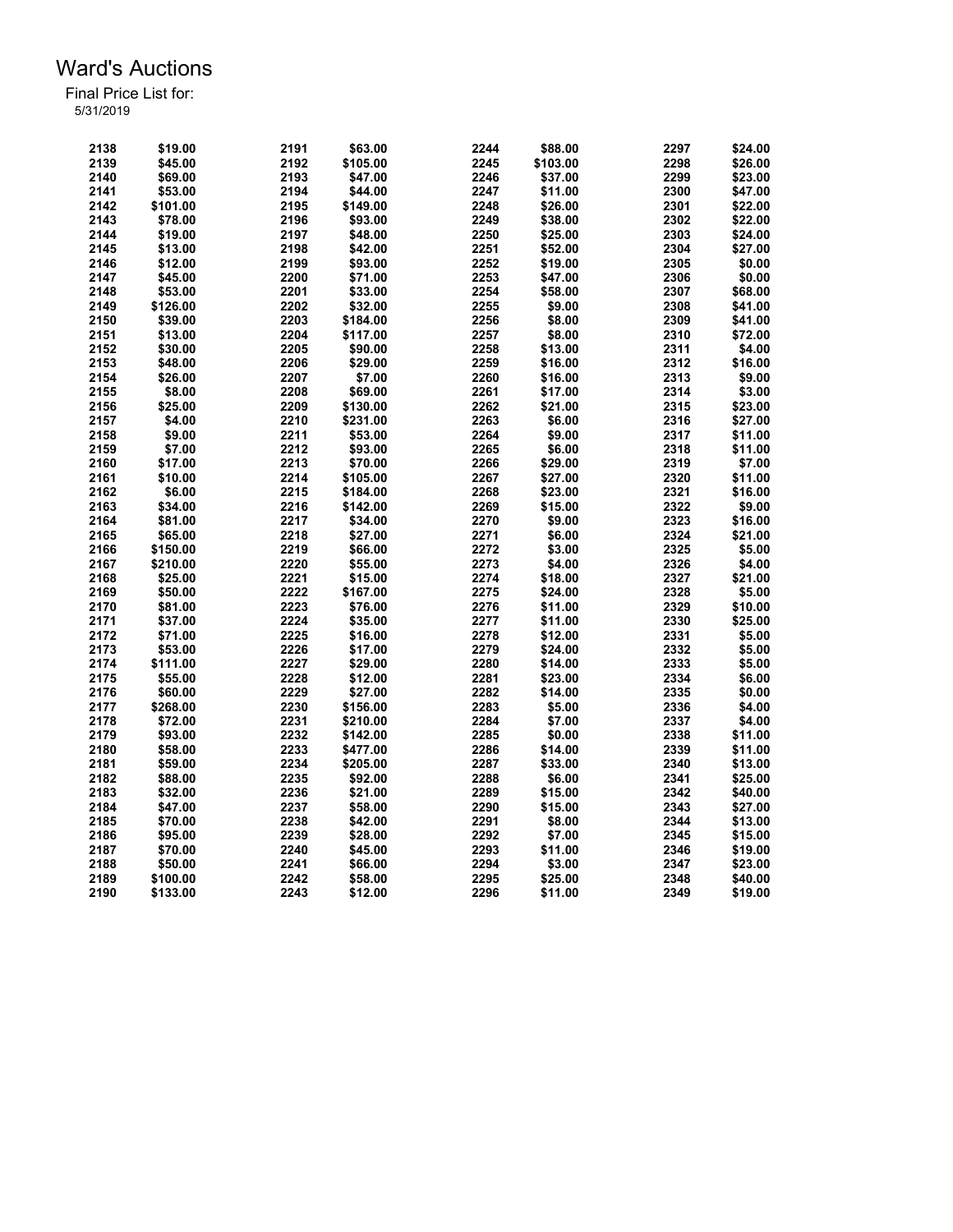# Ward's Auctions

Final Price List for:
5/31/2019

| Lot | Price | Lot | Price | Lot | Price | Lot | Price |
|---|---|---|---|---|---|---|---|
| 2138 | $19.00 | 2191 | $63.00 | 2244 | $88.00 | 2297 | $24.00 |
| 2139 | $45.00 | 2192 | $105.00 | 2245 | $103.00 | 2298 | $26.00 |
| 2140 | $69.00 | 2193 | $47.00 | 2246 | $37.00 | 2299 | $23.00 |
| 2141 | $53.00 | 2194 | $44.00 | 2247 | $11.00 | 2300 | $47.00 |
| 2142 | $101.00 | 2195 | $149.00 | 2248 | $26.00 | 2301 | $22.00 |
| 2143 | $78.00 | 2196 | $93.00 | 2249 | $38.00 | 2302 | $22.00 |
| 2144 | $19.00 | 2197 | $48.00 | 2250 | $25.00 | 2303 | $24.00 |
| 2145 | $13.00 | 2198 | $42.00 | 2251 | $52.00 | 2304 | $27.00 |
| 2146 | $12.00 | 2199 | $93.00 | 2252 | $19.00 | 2305 | $0.00 |
| 2147 | $45.00 | 2200 | $71.00 | 2253 | $47.00 | 2306 | $0.00 |
| 2148 | $53.00 | 2201 | $33.00 | 2254 | $58.00 | 2307 | $68.00 |
| 2149 | $126.00 | 2202 | $32.00 | 2255 | $9.00 | 2308 | $41.00 |
| 2150 | $39.00 | 2203 | $184.00 | 2256 | $8.00 | 2309 | $41.00 |
| 2151 | $13.00 | 2204 | $117.00 | 2257 | $8.00 | 2310 | $72.00 |
| 2152 | $30.00 | 2205 | $90.00 | 2258 | $13.00 | 2311 | $4.00 |
| 2153 | $48.00 | 2206 | $29.00 | 2259 | $16.00 | 2312 | $16.00 |
| 2154 | $26.00 | 2207 | $7.00 | 2260 | $16.00 | 2313 | $9.00 |
| 2155 | $8.00 | 2208 | $69.00 | 2261 | $17.00 | 2314 | $3.00 |
| 2156 | $25.00 | 2209 | $130.00 | 2262 | $21.00 | 2315 | $23.00 |
| 2157 | $4.00 | 2210 | $231.00 | 2263 | $6.00 | 2316 | $27.00 |
| 2158 | $9.00 | 2211 | $53.00 | 2264 | $9.00 | 2317 | $11.00 |
| 2159 | $7.00 | 2212 | $93.00 | 2265 | $6.00 | 2318 | $11.00 |
| 2160 | $17.00 | 2213 | $70.00 | 2266 | $29.00 | 2319 | $7.00 |
| 2161 | $10.00 | 2214 | $105.00 | 2267 | $27.00 | 2320 | $11.00 |
| 2162 | $6.00 | 2215 | $184.00 | 2268 | $23.00 | 2321 | $16.00 |
| 2163 | $34.00 | 2216 | $142.00 | 2269 | $15.00 | 2322 | $9.00 |
| 2164 | $81.00 | 2217 | $34.00 | 2270 | $9.00 | 2323 | $16.00 |
| 2165 | $65.00 | 2218 | $27.00 | 2271 | $6.00 | 2324 | $21.00 |
| 2166 | $150.00 | 2219 | $66.00 | 2272 | $3.00 | 2325 | $5.00 |
| 2167 | $210.00 | 2220 | $55.00 | 2273 | $4.00 | 2326 | $4.00 |
| 2168 | $25.00 | 2221 | $15.00 | 2274 | $18.00 | 2327 | $21.00 |
| 2169 | $50.00 | 2222 | $167.00 | 2275 | $24.00 | 2328 | $5.00 |
| 2170 | $81.00 | 2223 | $76.00 | 2276 | $11.00 | 2329 | $10.00 |
| 2171 | $37.00 | 2224 | $35.00 | 2277 | $11.00 | 2330 | $25.00 |
| 2172 | $71.00 | 2225 | $16.00 | 2278 | $12.00 | 2331 | $5.00 |
| 2173 | $53.00 | 2226 | $17.00 | 2279 | $24.00 | 2332 | $5.00 |
| 2174 | $111.00 | 2227 | $29.00 | 2280 | $14.00 | 2333 | $5.00 |
| 2175 | $55.00 | 2228 | $12.00 | 2281 | $23.00 | 2334 | $6.00 |
| 2176 | $60.00 | 2229 | $27.00 | 2282 | $14.00 | 2335 | $0.00 |
| 2177 | $268.00 | 2230 | $156.00 | 2283 | $5.00 | 2336 | $4.00 |
| 2178 | $72.00 | 2231 | $210.00 | 2284 | $7.00 | 2337 | $4.00 |
| 2179 | $93.00 | 2232 | $142.00 | 2285 | $0.00 | 2338 | $11.00 |
| 2180 | $58.00 | 2233 | $477.00 | 2286 | $14.00 | 2339 | $11.00 |
| 2181 | $59.00 | 2234 | $205.00 | 2287 | $33.00 | 2340 | $13.00 |
| 2182 | $88.00 | 2235 | $92.00 | 2288 | $6.00 | 2341 | $25.00 |
| 2183 | $32.00 | 2236 | $21.00 | 2289 | $15.00 | 2342 | $40.00 |
| 2184 | $47.00 | 2237 | $58.00 | 2290 | $15.00 | 2343 | $27.00 |
| 2185 | $70.00 | 2238 | $42.00 | 2291 | $8.00 | 2344 | $13.00 |
| 2186 | $95.00 | 2239 | $28.00 | 2292 | $7.00 | 2345 | $15.00 |
| 2187 | $70.00 | 2240 | $45.00 | 2293 | $11.00 | 2346 | $19.00 |
| 2188 | $50.00 | 2241 | $66.00 | 2294 | $3.00 | 2347 | $23.00 |
| 2189 | $100.00 | 2242 | $58.00 | 2295 | $25.00 | 2348 | $40.00 |
| 2190 | $133.00 | 2243 | $12.00 | 2296 | $11.00 | 2349 | $19.00 |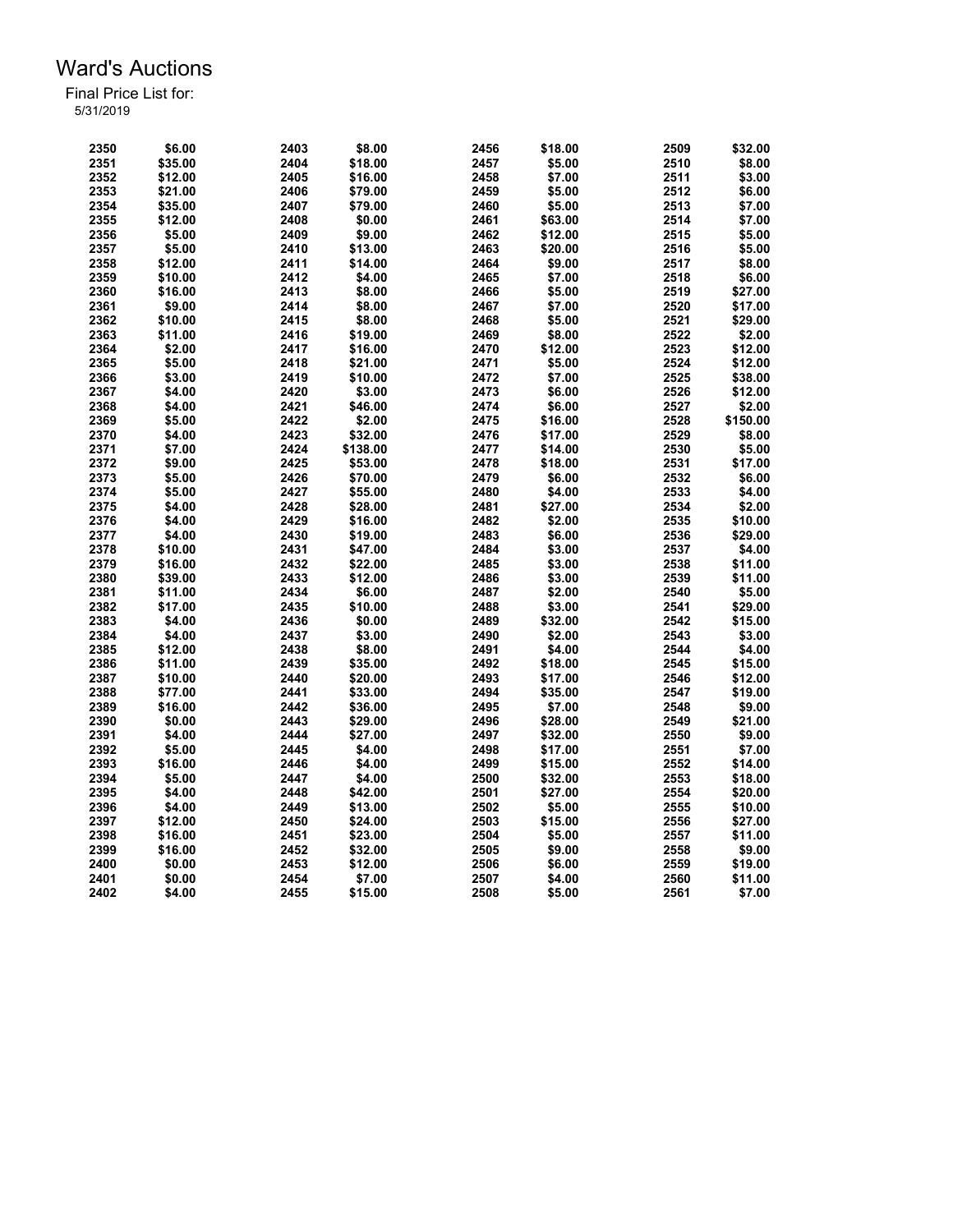# Ward's Auctions

Final Price List for:
5/31/2019

| Lot | Price | Lot | Price | Lot | Price | Lot | Price |
|---|---|---|---|---|---|---|---|
| 2350 | $6.00 | 2403 | $8.00 | 2456 | $18.00 | 2509 | $32.00 |
| 2351 | $35.00 | 2404 | $18.00 | 2457 | $5.00 | 2510 | $8.00 |
| 2352 | $12.00 | 2405 | $16.00 | 2458 | $7.00 | 2511 | $3.00 |
| 2353 | $21.00 | 2406 | $79.00 | 2459 | $5.00 | 2512 | $6.00 |
| 2354 | $35.00 | 2407 | $79.00 | 2460 | $5.00 | 2513 | $7.00 |
| 2355 | $12.00 | 2408 | $0.00 | 2461 | $63.00 | 2514 | $7.00 |
| 2356 | $5.00 | 2409 | $9.00 | 2462 | $12.00 | 2515 | $5.00 |
| 2357 | $5.00 | 2410 | $13.00 | 2463 | $20.00 | 2516 | $5.00 |
| 2358 | $12.00 | 2411 | $14.00 | 2464 | $9.00 | 2517 | $8.00 |
| 2359 | $10.00 | 2412 | $4.00 | 2465 | $7.00 | 2518 | $6.00 |
| 2360 | $16.00 | 2413 | $8.00 | 2466 | $5.00 | 2519 | $27.00 |
| 2361 | $9.00 | 2414 | $8.00 | 2467 | $7.00 | 2520 | $17.00 |
| 2362 | $10.00 | 2415 | $8.00 | 2468 | $5.00 | 2521 | $29.00 |
| 2363 | $11.00 | 2416 | $19.00 | 2469 | $8.00 | 2522 | $2.00 |
| 2364 | $2.00 | 2417 | $16.00 | 2470 | $12.00 | 2523 | $12.00 |
| 2365 | $5.00 | 2418 | $21.00 | 2471 | $5.00 | 2524 | $12.00 |
| 2366 | $3.00 | 2419 | $10.00 | 2472 | $7.00 | 2525 | $38.00 |
| 2367 | $4.00 | 2420 | $3.00 | 2473 | $6.00 | 2526 | $12.00 |
| 2368 | $4.00 | 2421 | $46.00 | 2474 | $6.00 | 2527 | $2.00 |
| 2369 | $5.00 | 2422 | $2.00 | 2475 | $16.00 | 2528 | $150.00 |
| 2370 | $4.00 | 2423 | $32.00 | 2476 | $17.00 | 2529 | $8.00 |
| 2371 | $7.00 | 2424 | $138.00 | 2477 | $14.00 | 2530 | $5.00 |
| 2372 | $9.00 | 2425 | $53.00 | 2478 | $18.00 | 2531 | $17.00 |
| 2373 | $5.00 | 2426 | $70.00 | 2479 | $6.00 | 2532 | $6.00 |
| 2374 | $5.00 | 2427 | $55.00 | 2480 | $4.00 | 2533 | $4.00 |
| 2375 | $4.00 | 2428 | $28.00 | 2481 | $27.00 | 2534 | $2.00 |
| 2376 | $4.00 | 2429 | $16.00 | 2482 | $2.00 | 2535 | $10.00 |
| 2377 | $4.00 | 2430 | $19.00 | 2483 | $6.00 | 2536 | $29.00 |
| 2378 | $10.00 | 2431 | $47.00 | 2484 | $3.00 | 2537 | $4.00 |
| 2379 | $16.00 | 2432 | $22.00 | 2485 | $3.00 | 2538 | $11.00 |
| 2380 | $39.00 | 2433 | $12.00 | 2486 | $3.00 | 2539 | $11.00 |
| 2381 | $11.00 | 2434 | $6.00 | 2487 | $2.00 | 2540 | $5.00 |
| 2382 | $17.00 | 2435 | $10.00 | 2488 | $3.00 | 2541 | $29.00 |
| 2383 | $4.00 | 2436 | $0.00 | 2489 | $32.00 | 2542 | $15.00 |
| 2384 | $4.00 | 2437 | $3.00 | 2490 | $2.00 | 2543 | $3.00 |
| 2385 | $12.00 | 2438 | $8.00 | 2491 | $4.00 | 2544 | $4.00 |
| 2386 | $11.00 | 2439 | $35.00 | 2492 | $18.00 | 2545 | $15.00 |
| 2387 | $10.00 | 2440 | $20.00 | 2493 | $17.00 | 2546 | $12.00 |
| 2388 | $77.00 | 2441 | $33.00 | 2494 | $35.00 | 2547 | $19.00 |
| 2389 | $16.00 | 2442 | $36.00 | 2495 | $7.00 | 2548 | $9.00 |
| 2390 | $0.00 | 2443 | $29.00 | 2496 | $28.00 | 2549 | $21.00 |
| 2391 | $4.00 | 2444 | $27.00 | 2497 | $32.00 | 2550 | $9.00 |
| 2392 | $5.00 | 2445 | $4.00 | 2498 | $17.00 | 2551 | $7.00 |
| 2393 | $16.00 | 2446 | $4.00 | 2499 | $15.00 | 2552 | $14.00 |
| 2394 | $5.00 | 2447 | $4.00 | 2500 | $32.00 | 2553 | $18.00 |
| 2395 | $4.00 | 2448 | $42.00 | 2501 | $27.00 | 2554 | $20.00 |
| 2396 | $4.00 | 2449 | $13.00 | 2502 | $5.00 | 2555 | $10.00 |
| 2397 | $12.00 | 2450 | $24.00 | 2503 | $15.00 | 2556 | $27.00 |
| 2398 | $16.00 | 2451 | $23.00 | 2504 | $5.00 | 2557 | $11.00 |
| 2399 | $16.00 | 2452 | $32.00 | 2505 | $9.00 | 2558 | $9.00 |
| 2400 | $0.00 | 2453 | $12.00 | 2506 | $6.00 | 2559 | $19.00 |
| 2401 | $0.00 | 2454 | $7.00 | 2507 | $4.00 | 2560 | $11.00 |
| 2402 | $4.00 | 2455 | $15.00 | 2508 | $5.00 | 2561 | $7.00 |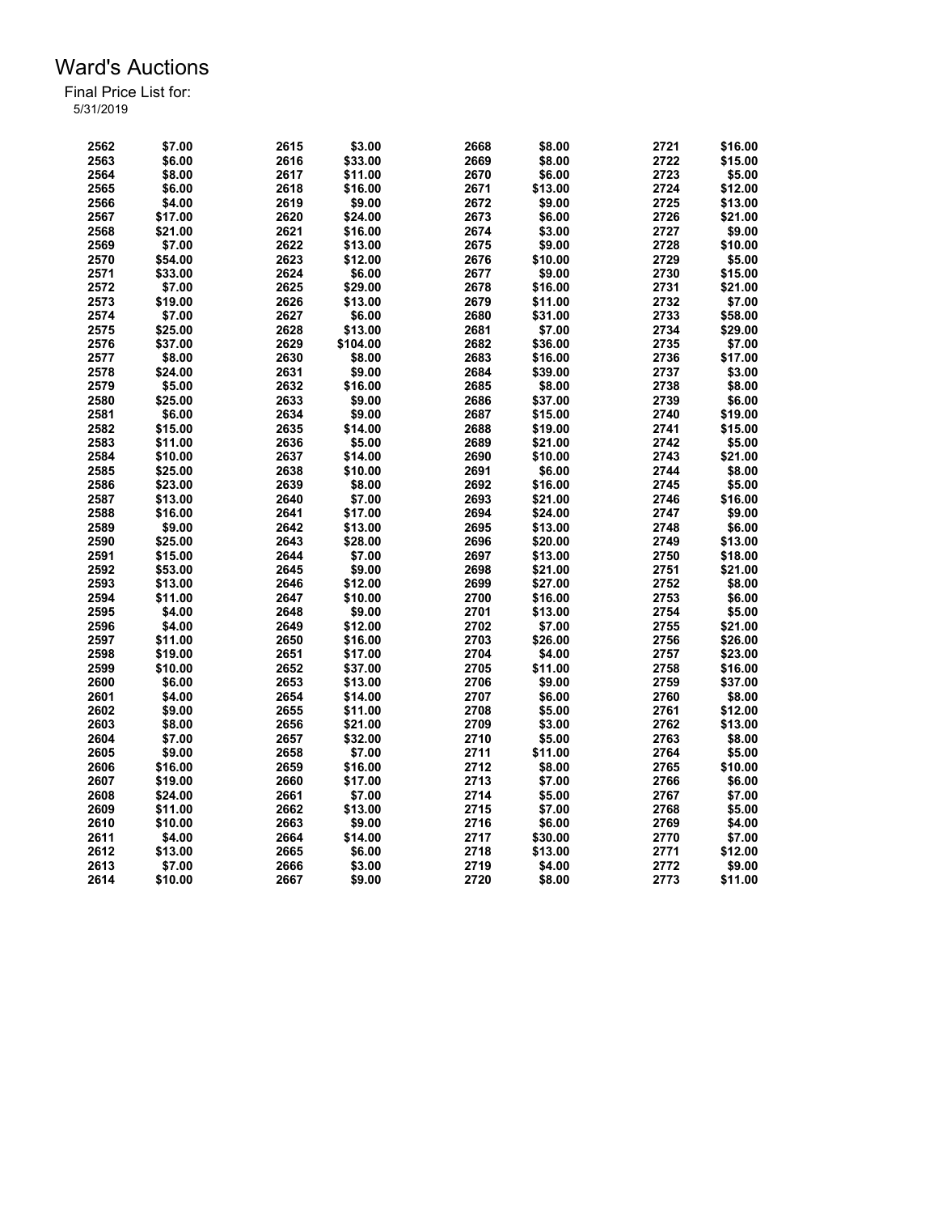# Ward's Auctions

Final Price List for:
5/31/2019

| Lot | Price | Lot | Price | Lot | Price | Lot | Price |
|---|---|---|---|---|---|---|---|
| 2562 | $7.00 | 2615 | $3.00 | 2668 | $8.00 | 2721 | $16.00 |
| 2563 | $6.00 | 2616 | $33.00 | 2669 | $8.00 | 2722 | $15.00 |
| 2564 | $8.00 | 2617 | $11.00 | 2670 | $6.00 | 2723 | $5.00 |
| 2565 | $6.00 | 2618 | $16.00 | 2671 | $13.00 | 2724 | $12.00 |
| 2566 | $4.00 | 2619 | $9.00 | 2672 | $9.00 | 2725 | $13.00 |
| 2567 | $17.00 | 2620 | $24.00 | 2673 | $6.00 | 2726 | $21.00 |
| 2568 | $21.00 | 2621 | $16.00 | 2674 | $3.00 | 2727 | $9.00 |
| 2569 | $7.00 | 2622 | $13.00 | 2675 | $9.00 | 2728 | $10.00 |
| 2570 | $54.00 | 2623 | $12.00 | 2676 | $10.00 | 2729 | $5.00 |
| 2571 | $33.00 | 2624 | $6.00 | 2677 | $9.00 | 2730 | $15.00 |
| 2572 | $7.00 | 2625 | $29.00 | 2678 | $16.00 | 2731 | $21.00 |
| 2573 | $19.00 | 2626 | $13.00 | 2679 | $11.00 | 2732 | $7.00 |
| 2574 | $7.00 | 2627 | $6.00 | 2680 | $31.00 | 2733 | $58.00 |
| 2575 | $25.00 | 2628 | $13.00 | 2681 | $7.00 | 2734 | $29.00 |
| 2576 | $37.00 | 2629 | $104.00 | 2682 | $36.00 | 2735 | $7.00 |
| 2577 | $8.00 | 2630 | $8.00 | 2683 | $16.00 | 2736 | $17.00 |
| 2578 | $24.00 | 2631 | $9.00 | 2684 | $39.00 | 2737 | $3.00 |
| 2579 | $5.00 | 2632 | $16.00 | 2685 | $8.00 | 2738 | $8.00 |
| 2580 | $25.00 | 2633 | $9.00 | 2686 | $37.00 | 2739 | $6.00 |
| 2581 | $6.00 | 2634 | $9.00 | 2687 | $15.00 | 2740 | $19.00 |
| 2582 | $15.00 | 2635 | $14.00 | 2688 | $19.00 | 2741 | $15.00 |
| 2583 | $11.00 | 2636 | $5.00 | 2689 | $21.00 | 2742 | $5.00 |
| 2584 | $10.00 | 2637 | $14.00 | 2690 | $10.00 | 2743 | $21.00 |
| 2585 | $25.00 | 2638 | $10.00 | 2691 | $6.00 | 2744 | $8.00 |
| 2586 | $23.00 | 2639 | $8.00 | 2692 | $16.00 | 2745 | $5.00 |
| 2587 | $13.00 | 2640 | $7.00 | 2693 | $21.00 | 2746 | $16.00 |
| 2588 | $16.00 | 2641 | $17.00 | 2694 | $24.00 | 2747 | $9.00 |
| 2589 | $9.00 | 2642 | $13.00 | 2695 | $13.00 | 2748 | $6.00 |
| 2590 | $25.00 | 2643 | $28.00 | 2696 | $20.00 | 2749 | $13.00 |
| 2591 | $15.00 | 2644 | $7.00 | 2697 | $13.00 | 2750 | $18.00 |
| 2592 | $53.00 | 2645 | $9.00 | 2698 | $21.00 | 2751 | $21.00 |
| 2593 | $13.00 | 2646 | $12.00 | 2699 | $27.00 | 2752 | $8.00 |
| 2594 | $11.00 | 2647 | $10.00 | 2700 | $16.00 | 2753 | $6.00 |
| 2595 | $4.00 | 2648 | $9.00 | 2701 | $13.00 | 2754 | $5.00 |
| 2596 | $4.00 | 2649 | $12.00 | 2702 | $7.00 | 2755 | $21.00 |
| 2597 | $11.00 | 2650 | $16.00 | 2703 | $26.00 | 2756 | $26.00 |
| 2598 | $19.00 | 2651 | $17.00 | 2704 | $4.00 | 2757 | $23.00 |
| 2599 | $10.00 | 2652 | $37.00 | 2705 | $11.00 | 2758 | $16.00 |
| 2600 | $6.00 | 2653 | $13.00 | 2706 | $9.00 | 2759 | $37.00 |
| 2601 | $4.00 | 2654 | $14.00 | 2707 | $6.00 | 2760 | $8.00 |
| 2602 | $9.00 | 2655 | $11.00 | 2708 | $5.00 | 2761 | $12.00 |
| 2603 | $8.00 | 2656 | $21.00 | 2709 | $3.00 | 2762 | $13.00 |
| 2604 | $7.00 | 2657 | $32.00 | 2710 | $5.00 | 2763 | $8.00 |
| 2605 | $9.00 | 2658 | $7.00 | 2711 | $11.00 | 2764 | $5.00 |
| 2606 | $16.00 | 2659 | $16.00 | 2712 | $8.00 | 2765 | $10.00 |
| 2607 | $19.00 | 2660 | $17.00 | 2713 | $7.00 | 2766 | $6.00 |
| 2608 | $24.00 | 2661 | $7.00 | 2714 | $5.00 | 2767 | $7.00 |
| 2609 | $11.00 | 2662 | $13.00 | 2715 | $7.00 | 2768 | $5.00 |
| 2610 | $10.00 | 2663 | $9.00 | 2716 | $6.00 | 2769 | $4.00 |
| 2611 | $4.00 | 2664 | $14.00 | 2717 | $30.00 | 2770 | $7.00 |
| 2612 | $13.00 | 2665 | $6.00 | 2718 | $13.00 | 2771 | $12.00 |
| 2613 | $7.00 | 2666 | $3.00 | 2719 | $4.00 | 2772 | $9.00 |
| 2614 | $10.00 | 2667 | $9.00 | 2720 | $8.00 | 2773 | $11.00 |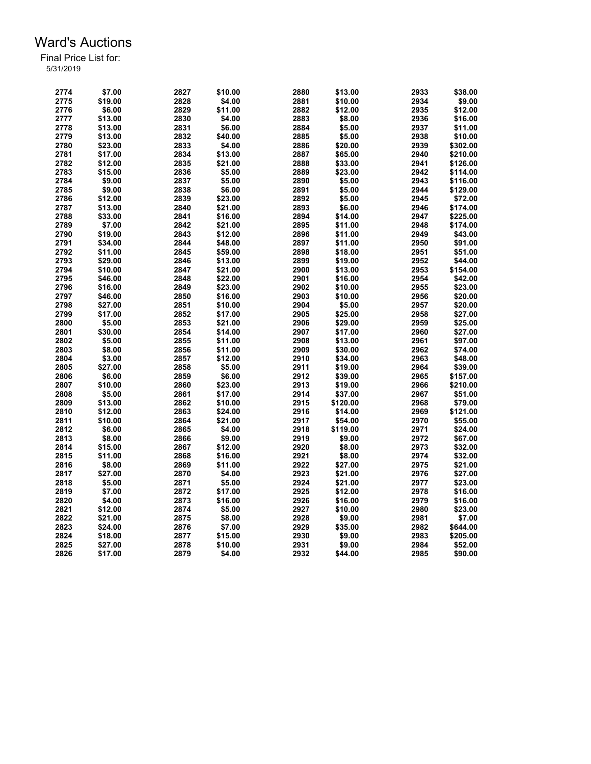# Ward's Auctions

Final Price List for:
5/31/2019

| Lot | Price | Lot | Price | Lot | Price | Lot | Price |
|---|---|---|---|---|---|---|---|
| 2774 | $7.00 | 2827 | $10.00 | 2880 | $13.00 | 2933 | $38.00 |
| 2775 | $19.00 | 2828 | $4.00 | 2881 | $10.00 | 2934 | $9.00 |
| 2776 | $6.00 | 2829 | $11.00 | 2882 | $12.00 | 2935 | $12.00 |
| 2777 | $13.00 | 2830 | $4.00 | 2883 | $8.00 | 2936 | $16.00 |
| 2778 | $13.00 | 2831 | $6.00 | 2884 | $5.00 | 2937 | $11.00 |
| 2779 | $13.00 | 2832 | $40.00 | 2885 | $5.00 | 2938 | $10.00 |
| 2780 | $23.00 | 2833 | $4.00 | 2886 | $20.00 | 2939 | $302.00 |
| 2781 | $17.00 | 2834 | $13.00 | 2887 | $65.00 | 2940 | $210.00 |
| 2782 | $12.00 | 2835 | $21.00 | 2888 | $33.00 | 2941 | $126.00 |
| 2783 | $15.00 | 2836 | $5.00 | 2889 | $23.00 | 2942 | $114.00 |
| 2784 | $9.00 | 2837 | $5.00 | 2890 | $5.00 | 2943 | $116.00 |
| 2785 | $9.00 | 2838 | $6.00 | 2891 | $5.00 | 2944 | $129.00 |
| 2786 | $12.00 | 2839 | $23.00 | 2892 | $5.00 | 2945 | $72.00 |
| 2787 | $13.00 | 2840 | $21.00 | 2893 | $6.00 | 2946 | $174.00 |
| 2788 | $33.00 | 2841 | $16.00 | 2894 | $14.00 | 2947 | $225.00 |
| 2789 | $7.00 | 2842 | $21.00 | 2895 | $11.00 | 2948 | $174.00 |
| 2790 | $19.00 | 2843 | $12.00 | 2896 | $11.00 | 2949 | $43.00 |
| 2791 | $34.00 | 2844 | $48.00 | 2897 | $11.00 | 2950 | $91.00 |
| 2792 | $11.00 | 2845 | $59.00 | 2898 | $18.00 | 2951 | $51.00 |
| 2793 | $29.00 | 2846 | $13.00 | 2899 | $19.00 | 2952 | $44.00 |
| 2794 | $10.00 | 2847 | $21.00 | 2900 | $13.00 | 2953 | $154.00 |
| 2795 | $46.00 | 2848 | $22.00 | 2901 | $16.00 | 2954 | $42.00 |
| 2796 | $16.00 | 2849 | $23.00 | 2902 | $10.00 | 2955 | $23.00 |
| 2797 | $46.00 | 2850 | $16.00 | 2903 | $10.00 | 2956 | $20.00 |
| 2798 | $27.00 | 2851 | $10.00 | 2904 | $5.00 | 2957 | $20.00 |
| 2799 | $17.00 | 2852 | $17.00 | 2905 | $25.00 | 2958 | $27.00 |
| 2800 | $5.00 | 2853 | $21.00 | 2906 | $29.00 | 2959 | $25.00 |
| 2801 | $30.00 | 2854 | $14.00 | 2907 | $17.00 | 2960 | $27.00 |
| 2802 | $5.00 | 2855 | $11.00 | 2908 | $13.00 | 2961 | $97.00 |
| 2803 | $8.00 | 2856 | $11.00 | 2909 | $30.00 | 2962 | $74.00 |
| 2804 | $3.00 | 2857 | $12.00 | 2910 | $34.00 | 2963 | $48.00 |
| 2805 | $27.00 | 2858 | $5.00 | 2911 | $19.00 | 2964 | $39.00 |
| 2806 | $6.00 | 2859 | $6.00 | 2912 | $39.00 | 2965 | $157.00 |
| 2807 | $10.00 | 2860 | $23.00 | 2913 | $19.00 | 2966 | $210.00 |
| 2808 | $5.00 | 2861 | $17.00 | 2914 | $37.00 | 2967 | $51.00 |
| 2809 | $13.00 | 2862 | $10.00 | 2915 | $120.00 | 2968 | $79.00 |
| 2810 | $12.00 | 2863 | $24.00 | 2916 | $14.00 | 2969 | $121.00 |
| 2811 | $10.00 | 2864 | $21.00 | 2917 | $54.00 | 2970 | $55.00 |
| 2812 | $6.00 | 2865 | $4.00 | 2918 | $119.00 | 2971 | $24.00 |
| 2813 | $8.00 | 2866 | $9.00 | 2919 | $9.00 | 2972 | $67.00 |
| 2814 | $15.00 | 2867 | $12.00 | 2920 | $8.00 | 2973 | $32.00 |
| 2815 | $11.00 | 2868 | $16.00 | 2921 | $8.00 | 2974 | $32.00 |
| 2816 | $8.00 | 2869 | $11.00 | 2922 | $27.00 | 2975 | $21.00 |
| 2817 | $27.00 | 2870 | $4.00 | 2923 | $21.00 | 2976 | $27.00 |
| 2818 | $5.00 | 2871 | $5.00 | 2924 | $21.00 | 2977 | $23.00 |
| 2819 | $7.00 | 2872 | $17.00 | 2925 | $12.00 | 2978 | $16.00 |
| 2820 | $4.00 | 2873 | $16.00 | 2926 | $16.00 | 2979 | $16.00 |
| 2821 | $12.00 | 2874 | $5.00 | 2927 | $10.00 | 2980 | $23.00 |
| 2822 | $21.00 | 2875 | $8.00 | 2928 | $9.00 | 2981 | $7.00 |
| 2823 | $24.00 | 2876 | $7.00 | 2929 | $35.00 | 2982 | $644.00 |
| 2824 | $18.00 | 2877 | $15.00 | 2930 | $9.00 | 2983 | $205.00 |
| 2825 | $27.00 | 2878 | $10.00 | 2931 | $9.00 | 2984 | $52.00 |
| 2826 | $17.00 | 2879 | $4.00 | 2932 | $44.00 | 2985 | $90.00 |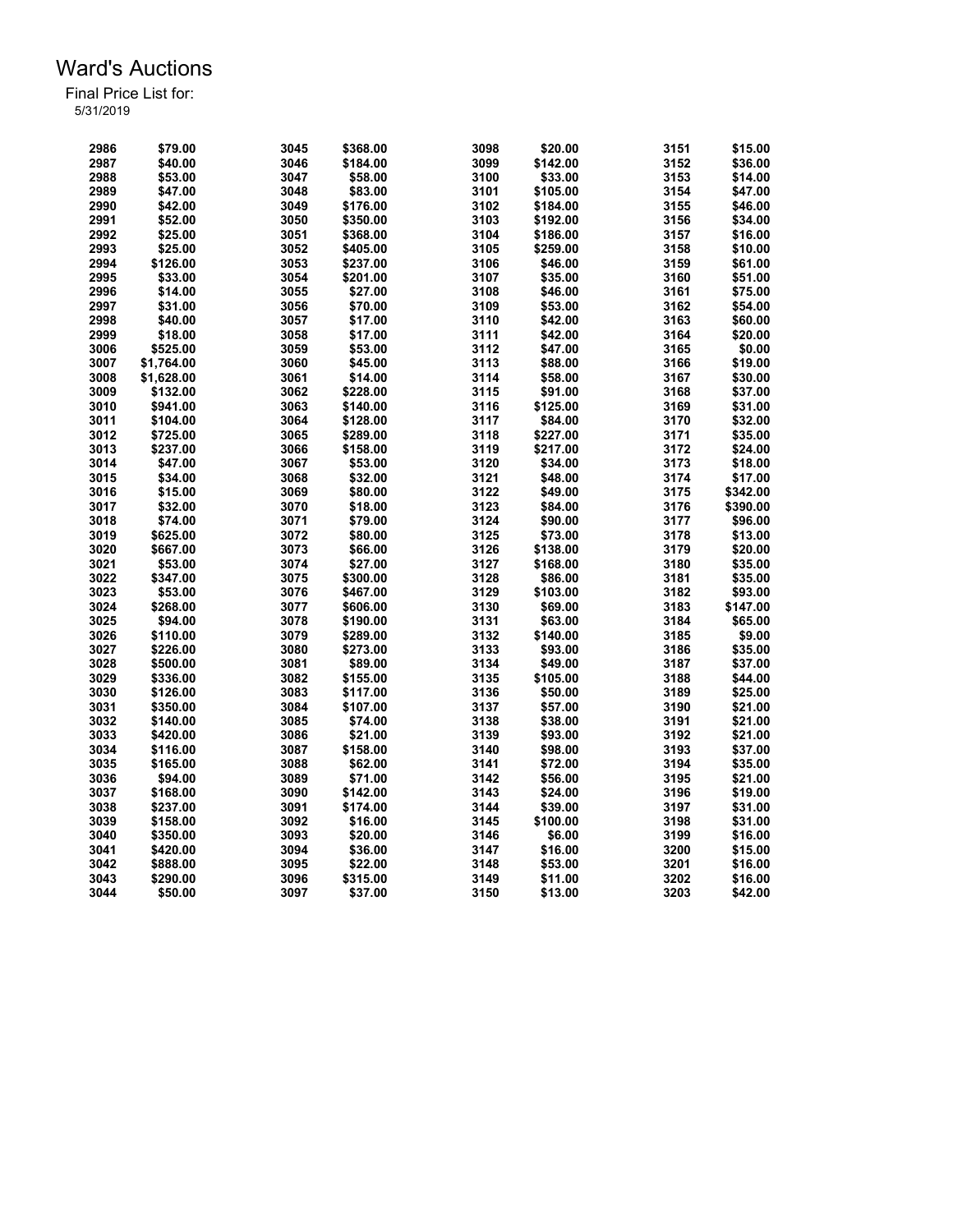# Ward's Auctions

Final Price List for:
5/31/2019

| Lot | Price | Lot | Price | Lot | Price | Lot | Price |
|---|---|---|---|---|---|---|---|
| 2986 | $79.00 | 3045 | $368.00 | 3098 | $20.00 | 3151 | $15.00 |
| 2987 | $40.00 | 3046 | $184.00 | 3099 | $142.00 | 3152 | $36.00 |
| 2988 | $53.00 | 3047 | $58.00 | 3100 | $33.00 | 3153 | $14.00 |
| 2989 | $47.00 | 3048 | $83.00 | 3101 | $105.00 | 3154 | $47.00 |
| 2990 | $42.00 | 3049 | $176.00 | 3102 | $184.00 | 3155 | $46.00 |
| 2991 | $52.00 | 3050 | $350.00 | 3103 | $192.00 | 3156 | $34.00 |
| 2992 | $25.00 | 3051 | $368.00 | 3104 | $186.00 | 3157 | $16.00 |
| 2993 | $25.00 | 3052 | $405.00 | 3105 | $259.00 | 3158 | $10.00 |
| 2994 | $126.00 | 3053 | $237.00 | 3106 | $46.00 | 3159 | $61.00 |
| 2995 | $33.00 | 3054 | $201.00 | 3107 | $35.00 | 3160 | $51.00 |
| 2996 | $14.00 | 3055 | $27.00 | 3108 | $46.00 | 3161 | $75.00 |
| 2997 | $31.00 | 3056 | $70.00 | 3109 | $53.00 | 3162 | $54.00 |
| 2998 | $40.00 | 3057 | $17.00 | 3110 | $42.00 | 3163 | $60.00 |
| 2999 | $18.00 | 3058 | $17.00 | 3111 | $42.00 | 3164 | $20.00 |
| 3006 | $525.00 | 3059 | $53.00 | 3112 | $47.00 | 3165 | $0.00 |
| 3007 | $1,764.00 | 3060 | $45.00 | 3113 | $88.00 | 3166 | $19.00 |
| 3008 | $1,628.00 | 3061 | $14.00 | 3114 | $58.00 | 3167 | $30.00 |
| 3009 | $132.00 | 3062 | $228.00 | 3115 | $91.00 | 3168 | $37.00 |
| 3010 | $941.00 | 3063 | $140.00 | 3116 | $125.00 | 3169 | $31.00 |
| 3011 | $104.00 | 3064 | $128.00 | 3117 | $84.00 | 3170 | $32.00 |
| 3012 | $725.00 | 3065 | $289.00 | 3118 | $227.00 | 3171 | $35.00 |
| 3013 | $237.00 | 3066 | $158.00 | 3119 | $217.00 | 3172 | $24.00 |
| 3014 | $47.00 | 3067 | $53.00 | 3120 | $34.00 | 3173 | $18.00 |
| 3015 | $34.00 | 3068 | $32.00 | 3121 | $48.00 | 3174 | $17.00 |
| 3016 | $15.00 | 3069 | $80.00 | 3122 | $49.00 | 3175 | $342.00 |
| 3017 | $32.00 | 3070 | $18.00 | 3123 | $84.00 | 3176 | $390.00 |
| 3018 | $74.00 | 3071 | $79.00 | 3124 | $90.00 | 3177 | $96.00 |
| 3019 | $625.00 | 3072 | $80.00 | 3125 | $73.00 | 3178 | $13.00 |
| 3020 | $667.00 | 3073 | $66.00 | 3126 | $138.00 | 3179 | $20.00 |
| 3021 | $53.00 | 3074 | $27.00 | 3127 | $168.00 | 3180 | $35.00 |
| 3022 | $347.00 | 3075 | $300.00 | 3128 | $86.00 | 3181 | $35.00 |
| 3023 | $53.00 | 3076 | $467.00 | 3129 | $103.00 | 3182 | $93.00 |
| 3024 | $268.00 | 3077 | $606.00 | 3130 | $69.00 | 3183 | $147.00 |
| 3025 | $94.00 | 3078 | $190.00 | 3131 | $63.00 | 3184 | $65.00 |
| 3026 | $110.00 | 3079 | $289.00 | 3132 | $140.00 | 3185 | $9.00 |
| 3027 | $226.00 | 3080 | $273.00 | 3133 | $93.00 | 3186 | $35.00 |
| 3028 | $500.00 | 3081 | $89.00 | 3134 | $49.00 | 3187 | $37.00 |
| 3029 | $336.00 | 3082 | $155.00 | 3135 | $105.00 | 3188 | $44.00 |
| 3030 | $126.00 | 3083 | $117.00 | 3136 | $50.00 | 3189 | $25.00 |
| 3031 | $350.00 | 3084 | $107.00 | 3137 | $57.00 | 3190 | $21.00 |
| 3032 | $140.00 | 3085 | $74.00 | 3138 | $38.00 | 3191 | $21.00 |
| 3033 | $420.00 | 3086 | $21.00 | 3139 | $93.00 | 3192 | $21.00 |
| 3034 | $116.00 | 3087 | $158.00 | 3140 | $98.00 | 3193 | $37.00 |
| 3035 | $165.00 | 3088 | $62.00 | 3141 | $72.00 | 3194 | $35.00 |
| 3036 | $94.00 | 3089 | $71.00 | 3142 | $56.00 | 3195 | $21.00 |
| 3037 | $168.00 | 3090 | $142.00 | 3143 | $24.00 | 3196 | $19.00 |
| 3038 | $237.00 | 3091 | $174.00 | 3144 | $39.00 | 3197 | $31.00 |
| 3039 | $158.00 | 3092 | $16.00 | 3145 | $100.00 | 3198 | $31.00 |
| 3040 | $350.00 | 3093 | $20.00 | 3146 | $6.00 | 3199 | $16.00 |
| 3041 | $420.00 | 3094 | $36.00 | 3147 | $16.00 | 3200 | $15.00 |
| 3042 | $888.00 | 3095 | $22.00 | 3148 | $53.00 | 3201 | $16.00 |
| 3043 | $290.00 | 3096 | $315.00 | 3149 | $11.00 | 3202 | $16.00 |
| 3044 | $50.00 | 3097 | $37.00 | 3150 | $13.00 | 3203 | $42.00 |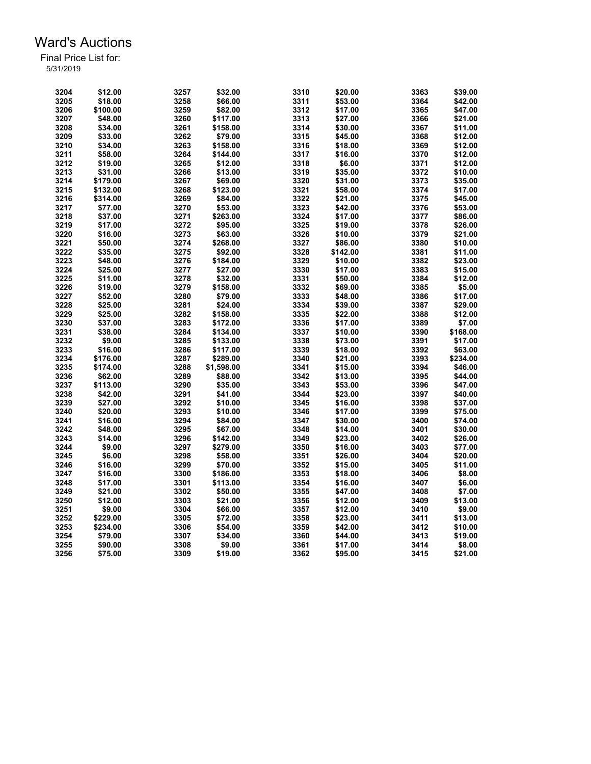# Ward's Auctions

Final Price List for:
5/31/2019

| Lot | Price | Lot | Price | Lot | Price | Lot | Price |
|---|---|---|---|---|---|---|---|
| 3204 | $12.00 | 3257 | $32.00 | 3310 | $20.00 | 3363 | $39.00 |
| 3205 | $18.00 | 3258 | $66.00 | 3311 | $53.00 | 3364 | $42.00 |
| 3206 | $100.00 | 3259 | $82.00 | 3312 | $17.00 | 3365 | $47.00 |
| 3207 | $48.00 | 3260 | $117.00 | 3313 | $27.00 | 3366 | $21.00 |
| 3208 | $34.00 | 3261 | $158.00 | 3314 | $30.00 | 3367 | $11.00 |
| 3209 | $33.00 | 3262 | $79.00 | 3315 | $45.00 | 3368 | $12.00 |
| 3210 | $34.00 | 3263 | $158.00 | 3316 | $18.00 | 3369 | $12.00 |
| 3211 | $58.00 | 3264 | $144.00 | 3317 | $16.00 | 3370 | $12.00 |
| 3212 | $19.00 | 3265 | $12.00 | 3318 | $6.00 | 3371 | $12.00 |
| 3213 | $31.00 | 3266 | $13.00 | 3319 | $35.00 | 3372 | $10.00 |
| 3214 | $179.00 | 3267 | $69.00 | 3320 | $31.00 | 3373 | $35.00 |
| 3215 | $132.00 | 3268 | $123.00 | 3321 | $58.00 | 3374 | $17.00 |
| 3216 | $314.00 | 3269 | $84.00 | 3322 | $21.00 | 3375 | $45.00 |
| 3217 | $77.00 | 3270 | $53.00 | 3323 | $42.00 | 3376 | $53.00 |
| 3218 | $37.00 | 3271 | $263.00 | 3324 | $17.00 | 3377 | $86.00 |
| 3219 | $17.00 | 3272 | $95.00 | 3325 | $19.00 | 3378 | $26.00 |
| 3220 | $16.00 | 3273 | $63.00 | 3326 | $10.00 | 3379 | $21.00 |
| 3221 | $50.00 | 3274 | $268.00 | 3327 | $86.00 | 3380 | $10.00 |
| 3222 | $35.00 | 3275 | $92.00 | 3328 | $142.00 | 3381 | $11.00 |
| 3223 | $48.00 | 3276 | $184.00 | 3329 | $10.00 | 3382 | $23.00 |
| 3224 | $25.00 | 3277 | $27.00 | 3330 | $17.00 | 3383 | $15.00 |
| 3225 | $11.00 | 3278 | $32.00 | 3331 | $50.00 | 3384 | $12.00 |
| 3226 | $19.00 | 3279 | $158.00 | 3332 | $69.00 | 3385 | $5.00 |
| 3227 | $52.00 | 3280 | $79.00 | 3333 | $48.00 | 3386 | $17.00 |
| 3228 | $25.00 | 3281 | $24.00 | 3334 | $39.00 | 3387 | $29.00 |
| 3229 | $25.00 | 3282 | $158.00 | 3335 | $22.00 | 3388 | $12.00 |
| 3230 | $37.00 | 3283 | $172.00 | 3336 | $17.00 | 3389 | $7.00 |
| 3231 | $38.00 | 3284 | $134.00 | 3337 | $10.00 | 3390 | $168.00 |
| 3232 | $9.00 | 3285 | $133.00 | 3338 | $73.00 | 3391 | $17.00 |
| 3233 | $16.00 | 3286 | $117.00 | 3339 | $18.00 | 3392 | $63.00 |
| 3234 | $176.00 | 3287 | $289.00 | 3340 | $21.00 | 3393 | $234.00 |
| 3235 | $174.00 | 3288 | $1,598.00 | 3341 | $15.00 | 3394 | $46.00 |
| 3236 | $62.00 | 3289 | $88.00 | 3342 | $13.00 | 3395 | $44.00 |
| 3237 | $113.00 | 3290 | $35.00 | 3343 | $53.00 | 3396 | $47.00 |
| 3238 | $42.00 | 3291 | $41.00 | 3344 | $23.00 | 3397 | $40.00 |
| 3239 | $27.00 | 3292 | $10.00 | 3345 | $16.00 | 3398 | $37.00 |
| 3240 | $20.00 | 3293 | $10.00 | 3346 | $17.00 | 3399 | $75.00 |
| 3241 | $16.00 | 3294 | $84.00 | 3347 | $30.00 | 3400 | $74.00 |
| 3242 | $48.00 | 3295 | $67.00 | 3348 | $14.00 | 3401 | $30.00 |
| 3243 | $14.00 | 3296 | $142.00 | 3349 | $23.00 | 3402 | $26.00 |
| 3244 | $9.00 | 3297 | $279.00 | 3350 | $16.00 | 3403 | $77.00 |
| 3245 | $6.00 | 3298 | $58.00 | 3351 | $26.00 | 3404 | $20.00 |
| 3246 | $16.00 | 3299 | $70.00 | 3352 | $15.00 | 3405 | $11.00 |
| 3247 | $16.00 | 3300 | $186.00 | 3353 | $18.00 | 3406 | $8.00 |
| 3248 | $17.00 | 3301 | $113.00 | 3354 | $16.00 | 3407 | $6.00 |
| 3249 | $21.00 | 3302 | $50.00 | 3355 | $47.00 | 3408 | $7.00 |
| 3250 | $12.00 | 3303 | $21.00 | 3356 | $12.00 | 3409 | $13.00 |
| 3251 | $9.00 | 3304 | $66.00 | 3357 | $12.00 | 3410 | $9.00 |
| 3252 | $229.00 | 3305 | $72.00 | 3358 | $23.00 | 3411 | $13.00 |
| 3253 | $234.00 | 3306 | $54.00 | 3359 | $42.00 | 3412 | $10.00 |
| 3254 | $79.00 | 3307 | $34.00 | 3360 | $44.00 | 3413 | $19.00 |
| 3255 | $90.00 | 3308 | $9.00 | 3361 | $17.00 | 3414 | $8.00 |
| 3256 | $75.00 | 3309 | $19.00 | 3362 | $95.00 | 3415 | $21.00 |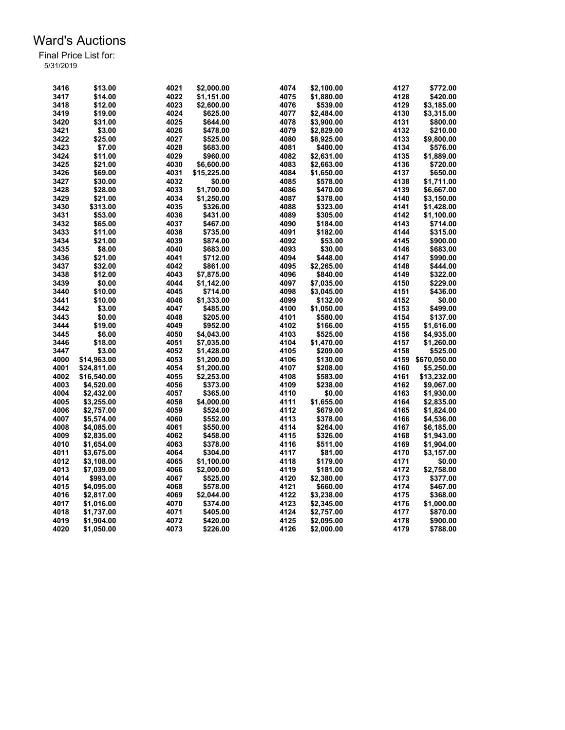# Ward's Auctions

Final Price List for:
5/31/2019

| Lot | Price | Lot | Price | Lot | Price | Lot | Price |
|---|---|---|---|---|---|---|---|
| 3416 | $13.00 | 4021 | $2,000.00 | 4074 | $2,100.00 | 4127 | $772.00 |
| 3417 | $14.00 | 4022 | $1,151.00 | 4075 | $1,880.00 | 4128 | $420.00 |
| 3418 | $12.00 | 4023 | $2,600.00 | 4076 | $539.00 | 4129 | $3,185.00 |
| 3419 | $19.00 | 4024 | $625.00 | 4077 | $2,484.00 | 4130 | $3,315.00 |
| 3420 | $31.00 | 4025 | $644.00 | 4078 | $3,900.00 | 4131 | $800.00 |
| 3421 | $3.00 | 4026 | $478.00 | 4079 | $2,829.00 | 4132 | $210.00 |
| 3422 | $25.00 | 4027 | $525.00 | 4080 | $8,925.00 | 4133 | $9,800.00 |
| 3423 | $7.00 | 4028 | $683.00 | 4081 | $400.00 | 4134 | $576.00 |
| 3424 | $11.00 | 4029 | $960.00 | 4082 | $2,631.00 | 4135 | $1,889.00 |
| 3425 | $21.00 | 4030 | $6,600.00 | 4083 | $2,663.00 | 4136 | $720.00 |
| 3426 | $69.00 | 4031 | $15,225.00 | 4084 | $1,650.00 | 4137 | $650.00 |
| 3427 | $30.00 | 4032 | $0.00 | 4085 | $578.00 | 4138 | $1,711.00 |
| 3428 | $28.00 | 4033 | $1,700.00 | 4086 | $470.00 | 4139 | $6,667.00 |
| 3429 | $21.00 | 4034 | $1,250.00 | 4087 | $378.00 | 4140 | $3,150.00 |
| 3430 | $313.00 | 4035 | $326.00 | 4088 | $323.00 | 4141 | $1,428.00 |
| 3431 | $53.00 | 4036 | $431.00 | 4089 | $305.00 | 4142 | $1,100.00 |
| 3432 | $65.00 | 4037 | $467.00 | 4090 | $184.00 | 4143 | $714.00 |
| 3433 | $11.00 | 4038 | $735.00 | 4091 | $182.00 | 4144 | $315.00 |
| 3434 | $21.00 | 4039 | $874.00 | 4092 | $53.00 | 4145 | $900.00 |
| 3435 | $8.00 | 4040 | $683.00 | 4093 | $30.00 | 4146 | $683.00 |
| 3436 | $21.00 | 4041 | $712.00 | 4094 | $448.00 | 4147 | $990.00 |
| 3437 | $32.00 | 4042 | $861.00 | 4095 | $2,265.00 | 4148 | $444.00 |
| 3438 | $12.00 | 4043 | $7,875.00 | 4096 | $840.00 | 4149 | $322.00 |
| 3439 | $0.00 | 4044 | $1,142.00 | 4097 | $7,035.00 | 4150 | $229.00 |
| 3440 | $10.00 | 4045 | $714.00 | 4098 | $3,045.00 | 4151 | $436.00 |
| 3441 | $10.00 | 4046 | $1,333.00 | 4099 | $132.00 | 4152 | $0.00 |
| 3442 | $3.00 | 4047 | $485.00 | 4100 | $1,050.00 | 4153 | $499.00 |
| 3443 | $0.00 | 4048 | $205.00 | 4101 | $580.00 | 4154 | $137.00 |
| 3444 | $19.00 | 4049 | $952.00 | 4102 | $166.00 | 4155 | $1,616.00 |
| 3445 | $6.00 | 4050 | $4,043.00 | 4103 | $525.00 | 4156 | $4,935.00 |
| 3446 | $18.00 | 4051 | $7,035.00 | 4104 | $1,470.00 | 4157 | $1,260.00 |
| 3447 | $3.00 | 4052 | $1,428.00 | 4105 | $209.00 | 4158 | $525.00 |
| 4000 | $14,963.00 | 4053 | $1,200.00 | 4106 | $130.00 | 4159 | $670,050.00 |
| 4001 | $24,811.00 | 4054 | $1,200.00 | 4107 | $208.00 | 4160 | $5,250.00 |
| 4002 | $16,540.00 | 4055 | $2,253.00 | 4108 | $583.00 | 4161 | $13,232.00 |
| 4003 | $4,520.00 | 4056 | $373.00 | 4109 | $238.00 | 4162 | $9,067.00 |
| 4004 | $2,432.00 | 4057 | $365.00 | 4110 | $0.00 | 4163 | $1,930.00 |
| 4005 | $3,255.00 | 4058 | $4,000.00 | 4111 | $1,655.00 | 4164 | $2,835.00 |
| 4006 | $2,757.00 | 4059 | $524.00 | 4112 | $679.00 | 4165 | $1,824.00 |
| 4007 | $5,574.00 | 4060 | $552.00 | 4113 | $378.00 | 4166 | $4,536.00 |
| 4008 | $4,085.00 | 4061 | $550.00 | 4114 | $264.00 | 4167 | $6,185.00 |
| 4009 | $2,835.00 | 4062 | $458.00 | 4115 | $326.00 | 4168 | $1,943.00 |
| 4010 | $1,654.00 | 4063 | $378.00 | 4116 | $511.00 | 4169 | $1,904.00 |
| 4011 | $3,675.00 | 4064 | $304.00 | 4117 | $81.00 | 4170 | $3,157.00 |
| 4012 | $3,108.00 | 4065 | $1,100.00 | 4118 | $179.00 | 4171 | $0.00 |
| 4013 | $7,039.00 | 4066 | $2,000.00 | 4119 | $181.00 | 4172 | $2,758.00 |
| 4014 | $993.00 | 4067 | $525.00 | 4120 | $2,380.00 | 4173 | $377.00 |
| 4015 | $4,095.00 | 4068 | $578.00 | 4121 | $660.00 | 4174 | $467.00 |
| 4016 | $2,817.00 | 4069 | $2,044.00 | 4122 | $3,238.00 | 4175 | $368.00 |
| 4017 | $1,016.00 | 4070 | $374.00 | 4123 | $2,345.00 | 4176 | $1,000.00 |
| 4018 | $1,737.00 | 4071 | $405.00 | 4124 | $2,757.00 | 4177 | $870.00 |
| 4019 | $1,904.00 | 4072 | $420.00 | 4125 | $2,095.00 | 4178 | $900.00 |
| 4020 | $1,050.00 | 4073 | $226.00 | 4126 | $2,000.00 | 4179 | $788.00 |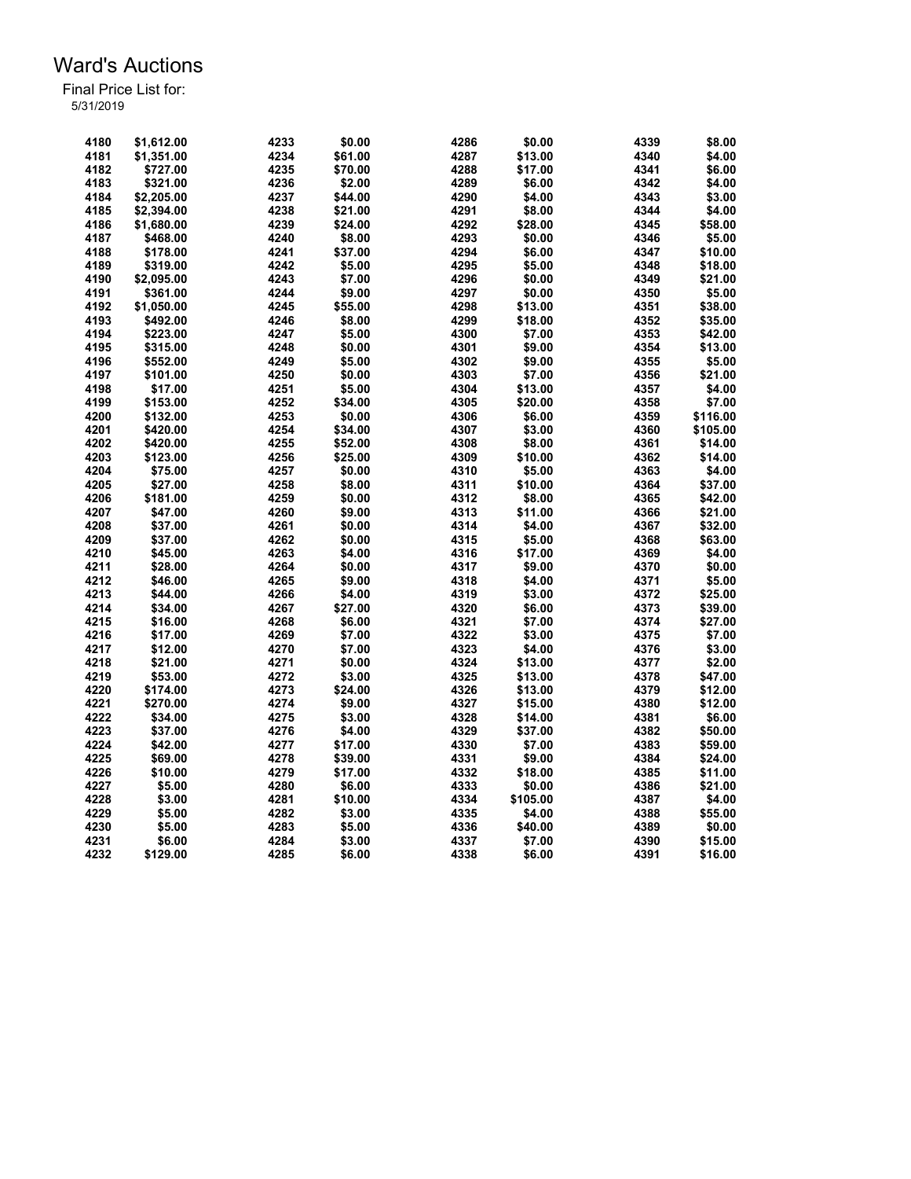# Ward's Auctions

Final Price List for:
5/31/2019

| Lot | Price | Lot | Price | Lot | Price | Lot | Price |
|---|---|---|---|---|---|---|---|
| 4180 | $1,612.00 | 4233 | $0.00 | 4286 | $0.00 | 4339 | $8.00 |
| 4181 | $1,351.00 | 4234 | $61.00 | 4287 | $13.00 | 4340 | $4.00 |
| 4182 | $727.00 | 4235 | $70.00 | 4288 | $17.00 | 4341 | $6.00 |
| 4183 | $321.00 | 4236 | $2.00 | 4289 | $6.00 | 4342 | $4.00 |
| 4184 | $2,205.00 | 4237 | $44.00 | 4290 | $4.00 | 4343 | $3.00 |
| 4185 | $2,394.00 | 4238 | $21.00 | 4291 | $8.00 | 4344 | $4.00 |
| 4186 | $1,680.00 | 4239 | $24.00 | 4292 | $28.00 | 4345 | $58.00 |
| 4187 | $468.00 | 4240 | $8.00 | 4293 | $0.00 | 4346 | $5.00 |
| 4188 | $178.00 | 4241 | $37.00 | 4294 | $6.00 | 4347 | $10.00 |
| 4189 | $319.00 | 4242 | $5.00 | 4295 | $5.00 | 4348 | $18.00 |
| 4190 | $2,095.00 | 4243 | $7.00 | 4296 | $0.00 | 4349 | $21.00 |
| 4191 | $361.00 | 4244 | $9.00 | 4297 | $0.00 | 4350 | $5.00 |
| 4192 | $1,050.00 | 4245 | $55.00 | 4298 | $13.00 | 4351 | $38.00 |
| 4193 | $492.00 | 4246 | $8.00 | 4299 | $18.00 | 4352 | $35.00 |
| 4194 | $223.00 | 4247 | $5.00 | 4300 | $7.00 | 4353 | $42.00 |
| 4195 | $315.00 | 4248 | $0.00 | 4301 | $9.00 | 4354 | $13.00 |
| 4196 | $552.00 | 4249 | $5.00 | 4302 | $9.00 | 4355 | $5.00 |
| 4197 | $101.00 | 4250 | $0.00 | 4303 | $7.00 | 4356 | $21.00 |
| 4198 | $17.00 | 4251 | $5.00 | 4304 | $13.00 | 4357 | $4.00 |
| 4199 | $153.00 | 4252 | $34.00 | 4305 | $20.00 | 4358 | $7.00 |
| 4200 | $132.00 | 4253 | $0.00 | 4306 | $6.00 | 4359 | $116.00 |
| 4201 | $420.00 | 4254 | $34.00 | 4307 | $3.00 | 4360 | $105.00 |
| 4202 | $420.00 | 4255 | $52.00 | 4308 | $8.00 | 4361 | $14.00 |
| 4203 | $123.00 | 4256 | $25.00 | 4309 | $10.00 | 4362 | $14.00 |
| 4204 | $75.00 | 4257 | $0.00 | 4310 | $5.00 | 4363 | $4.00 |
| 4205 | $27.00 | 4258 | $8.00 | 4311 | $10.00 | 4364 | $37.00 |
| 4206 | $181.00 | 4259 | $0.00 | 4312 | $8.00 | 4365 | $42.00 |
| 4207 | $47.00 | 4260 | $9.00 | 4313 | $11.00 | 4366 | $21.00 |
| 4208 | $37.00 | 4261 | $0.00 | 4314 | $4.00 | 4367 | $32.00 |
| 4209 | $37.00 | 4262 | $0.00 | 4315 | $5.00 | 4368 | $63.00 |
| 4210 | $45.00 | 4263 | $4.00 | 4316 | $17.00 | 4369 | $4.00 |
| 4211 | $28.00 | 4264 | $0.00 | 4317 | $9.00 | 4370 | $0.00 |
| 4212 | $46.00 | 4265 | $9.00 | 4318 | $4.00 | 4371 | $5.00 |
| 4213 | $44.00 | 4266 | $4.00 | 4319 | $3.00 | 4372 | $25.00 |
| 4214 | $34.00 | 4267 | $27.00 | 4320 | $6.00 | 4373 | $39.00 |
| 4215 | $16.00 | 4268 | $6.00 | 4321 | $7.00 | 4374 | $27.00 |
| 4216 | $17.00 | 4269 | $7.00 | 4322 | $3.00 | 4375 | $7.00 |
| 4217 | $12.00 | 4270 | $7.00 | 4323 | $4.00 | 4376 | $3.00 |
| 4218 | $21.00 | 4271 | $0.00 | 4324 | $13.00 | 4377 | $2.00 |
| 4219 | $53.00 | 4272 | $3.00 | 4325 | $13.00 | 4378 | $47.00 |
| 4220 | $174.00 | 4273 | $24.00 | 4326 | $13.00 | 4379 | $12.00 |
| 4221 | $270.00 | 4274 | $9.00 | 4327 | $15.00 | 4380 | $12.00 |
| 4222 | $34.00 | 4275 | $3.00 | 4328 | $14.00 | 4381 | $6.00 |
| 4223 | $37.00 | 4276 | $4.00 | 4329 | $37.00 | 4382 | $50.00 |
| 4224 | $42.00 | 4277 | $17.00 | 4330 | $7.00 | 4383 | $59.00 |
| 4225 | $69.00 | 4278 | $39.00 | 4331 | $9.00 | 4384 | $24.00 |
| 4226 | $10.00 | 4279 | $17.00 | 4332 | $18.00 | 4385 | $11.00 |
| 4227 | $5.00 | 4280 | $6.00 | 4333 | $0.00 | 4386 | $21.00 |
| 4228 | $3.00 | 4281 | $10.00 | 4334 | $105.00 | 4387 | $4.00 |
| 4229 | $5.00 | 4282 | $3.00 | 4335 | $4.00 | 4388 | $55.00 |
| 4230 | $5.00 | 4283 | $5.00 | 4336 | $40.00 | 4389 | $0.00 |
| 4231 | $6.00 | 4284 | $3.00 | 4337 | $7.00 | 4390 | $15.00 |
| 4232 | $129.00 | 4285 | $6.00 | 4338 | $6.00 | 4391 | $16.00 |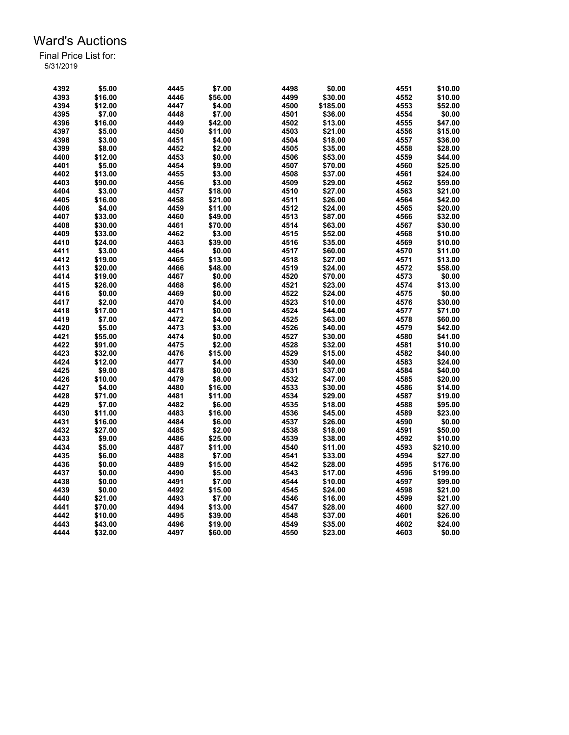# Ward's Auctions

Final Price List for:
5/31/2019

| Lot | Price | Lot | Price | Lot | Price | Lot | Price |
|---|---|---|---|---|---|---|---|
| 4392 | $5.00 | 4445 | $7.00 | 4498 | $0.00 | 4551 | $10.00 |
| 4393 | $16.00 | 4446 | $56.00 | 4499 | $30.00 | 4552 | $10.00 |
| 4394 | $12.00 | 4447 | $4.00 | 4500 | $185.00 | 4553 | $52.00 |
| 4395 | $7.00 | 4448 | $7.00 | 4501 | $36.00 | 4554 | $0.00 |
| 4396 | $16.00 | 4449 | $42.00 | 4502 | $13.00 | 4555 | $47.00 |
| 4397 | $5.00 | 4450 | $11.00 | 4503 | $21.00 | 4556 | $15.00 |
| 4398 | $3.00 | 4451 | $4.00 | 4504 | $18.00 | 4557 | $36.00 |
| 4399 | $8.00 | 4452 | $2.00 | 4505 | $35.00 | 4558 | $28.00 |
| 4400 | $12.00 | 4453 | $0.00 | 4506 | $53.00 | 4559 | $44.00 |
| 4401 | $5.00 | 4454 | $9.00 | 4507 | $70.00 | 4560 | $25.00 |
| 4402 | $13.00 | 4455 | $3.00 | 4508 | $37.00 | 4561 | $24.00 |
| 4403 | $90.00 | 4456 | $3.00 | 4509 | $29.00 | 4562 | $59.00 |
| 4404 | $3.00 | 4457 | $18.00 | 4510 | $27.00 | 4563 | $21.00 |
| 4405 | $16.00 | 4458 | $21.00 | 4511 | $26.00 | 4564 | $42.00 |
| 4406 | $4.00 | 4459 | $11.00 | 4512 | $24.00 | 4565 | $20.00 |
| 4407 | $33.00 | 4460 | $49.00 | 4513 | $87.00 | 4566 | $32.00 |
| 4408 | $30.00 | 4461 | $70.00 | 4514 | $63.00 | 4567 | $30.00 |
| 4409 | $33.00 | 4462 | $3.00 | 4515 | $52.00 | 4568 | $10.00 |
| 4410 | $24.00 | 4463 | $39.00 | 4516 | $35.00 | 4569 | $10.00 |
| 4411 | $3.00 | 4464 | $0.00 | 4517 | $60.00 | 4570 | $11.00 |
| 4412 | $19.00 | 4465 | $13.00 | 4518 | $27.00 | 4571 | $13.00 |
| 4413 | $20.00 | 4466 | $48.00 | 4519 | $24.00 | 4572 | $58.00 |
| 4414 | $19.00 | 4467 | $0.00 | 4520 | $70.00 | 4573 | $0.00 |
| 4415 | $26.00 | 4468 | $6.00 | 4521 | $23.00 | 4574 | $13.00 |
| 4416 | $0.00 | 4469 | $0.00 | 4522 | $24.00 | 4575 | $0.00 |
| 4417 | $2.00 | 4470 | $4.00 | 4523 | $10.00 | 4576 | $30.00 |
| 4418 | $17.00 | 4471 | $0.00 | 4524 | $44.00 | 4577 | $71.00 |
| 4419 | $7.00 | 4472 | $4.00 | 4525 | $63.00 | 4578 | $60.00 |
| 4420 | $5.00 | 4473 | $3.00 | 4526 | $40.00 | 4579 | $42.00 |
| 4421 | $55.00 | 4474 | $0.00 | 4527 | $30.00 | 4580 | $41.00 |
| 4422 | $91.00 | 4475 | $2.00 | 4528 | $32.00 | 4581 | $10.00 |
| 4423 | $32.00 | 4476 | $15.00 | 4529 | $15.00 | 4582 | $40.00 |
| 4424 | $12.00 | 4477 | $4.00 | 4530 | $40.00 | 4583 | $24.00 |
| 4425 | $9.00 | 4478 | $0.00 | 4531 | $37.00 | 4584 | $40.00 |
| 4426 | $10.00 | 4479 | $8.00 | 4532 | $47.00 | 4585 | $20.00 |
| 4427 | $4.00 | 4480 | $16.00 | 4533 | $30.00 | 4586 | $14.00 |
| 4428 | $71.00 | 4481 | $11.00 | 4534 | $29.00 | 4587 | $19.00 |
| 4429 | $7.00 | 4482 | $6.00 | 4535 | $18.00 | 4588 | $95.00 |
| 4430 | $11.00 | 4483 | $16.00 | 4536 | $45.00 | 4589 | $23.00 |
| 4431 | $16.00 | 4484 | $6.00 | 4537 | $26.00 | 4590 | $0.00 |
| 4432 | $27.00 | 4485 | $2.00 | 4538 | $18.00 | 4591 | $50.00 |
| 4433 | $9.00 | 4486 | $25.00 | 4539 | $38.00 | 4592 | $10.00 |
| 4434 | $5.00 | 4487 | $11.00 | 4540 | $11.00 | 4593 | $210.00 |
| 4435 | $6.00 | 4488 | $7.00 | 4541 | $33.00 | 4594 | $27.00 |
| 4436 | $0.00 | 4489 | $15.00 | 4542 | $28.00 | 4595 | $176.00 |
| 4437 | $0.00 | 4490 | $5.00 | 4543 | $17.00 | 4596 | $199.00 |
| 4438 | $0.00 | 4491 | $7.00 | 4544 | $10.00 | 4597 | $99.00 |
| 4439 | $0.00 | 4492 | $15.00 | 4545 | $24.00 | 4598 | $21.00 |
| 4440 | $21.00 | 4493 | $7.00 | 4546 | $16.00 | 4599 | $21.00 |
| 4441 | $70.00 | 4494 | $13.00 | 4547 | $28.00 | 4600 | $27.00 |
| 4442 | $10.00 | 4495 | $39.00 | 4548 | $37.00 | 4601 | $26.00 |
| 4443 | $43.00 | 4496 | $19.00 | 4549 | $35.00 | 4602 | $24.00 |
| 4444 | $32.00 | 4497 | $60.00 | 4550 | $23.00 | 4603 | $0.00 |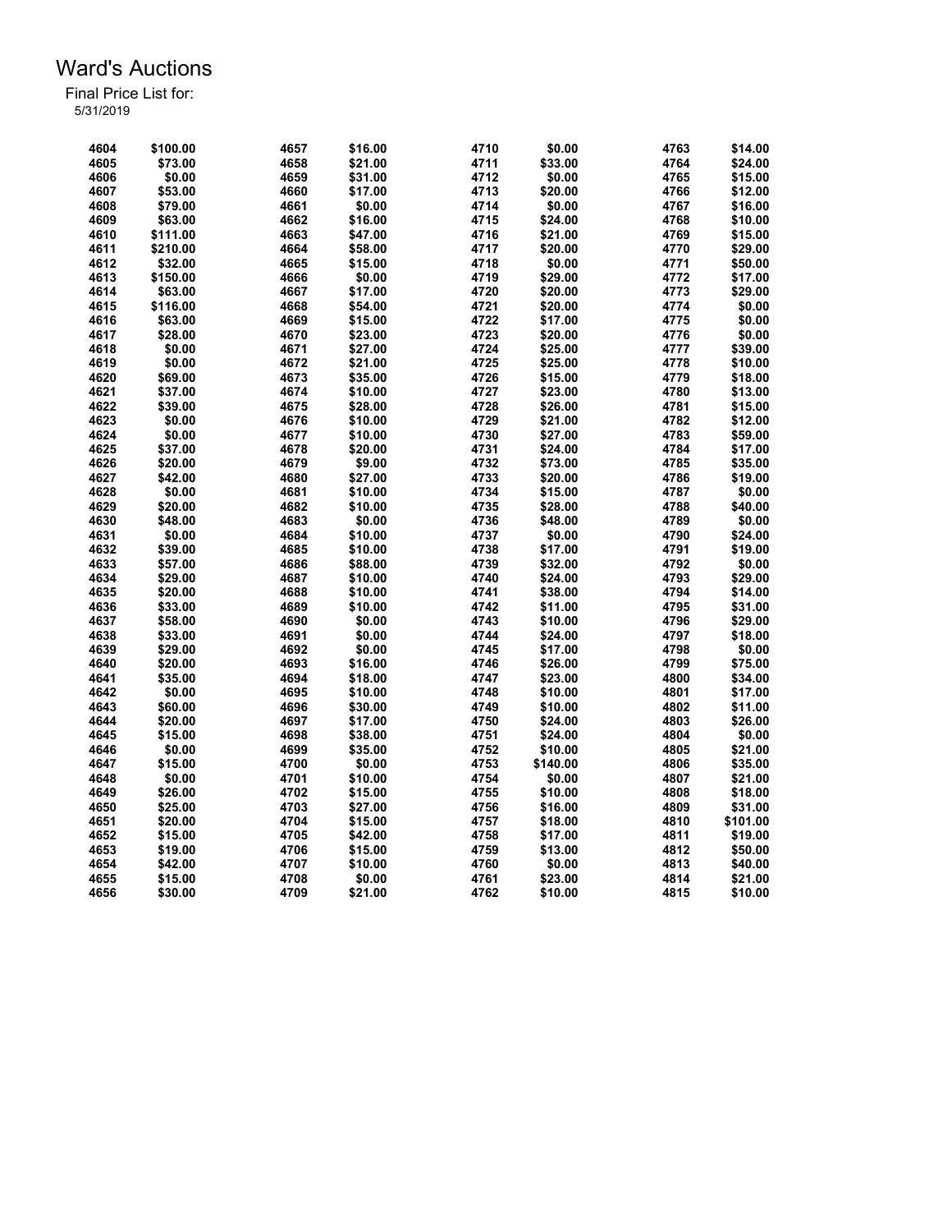# Ward's Auctions

Final Price List for:
5/31/2019

| Lot | Price | Lot | Price | Lot | Price | Lot | Price |
|---|---|---|---|---|---|---|---|
| 4604 | $100.00 | 4657 | $16.00 | 4710 | $0.00 | 4763 | $14.00 |
| 4605 | $73.00 | 4658 | $21.00 | 4711 | $33.00 | 4764 | $24.00 |
| 4606 | $0.00 | 4659 | $31.00 | 4712 | $0.00 | 4765 | $15.00 |
| 4607 | $53.00 | 4660 | $17.00 | 4713 | $20.00 | 4766 | $12.00 |
| 4608 | $79.00 | 4661 | $0.00 | 4714 | $0.00 | 4767 | $16.00 |
| 4609 | $63.00 | 4662 | $16.00 | 4715 | $24.00 | 4768 | $10.00 |
| 4610 | $111.00 | 4663 | $47.00 | 4716 | $21.00 | 4769 | $15.00 |
| 4611 | $210.00 | 4664 | $58.00 | 4717 | $20.00 | 4770 | $29.00 |
| 4612 | $32.00 | 4665 | $15.00 | 4718 | $0.00 | 4771 | $50.00 |
| 4613 | $150.00 | 4666 | $0.00 | 4719 | $29.00 | 4772 | $17.00 |
| 4614 | $63.00 | 4667 | $17.00 | 4720 | $20.00 | 4773 | $29.00 |
| 4615 | $116.00 | 4668 | $54.00 | 4721 | $20.00 | 4774 | $0.00 |
| 4616 | $63.00 | 4669 | $15.00 | 4722 | $17.00 | 4775 | $0.00 |
| 4617 | $28.00 | 4670 | $23.00 | 4723 | $20.00 | 4776 | $0.00 |
| 4618 | $0.00 | 4671 | $27.00 | 4724 | $25.00 | 4777 | $39.00 |
| 4619 | $0.00 | 4672 | $21.00 | 4725 | $25.00 | 4778 | $10.00 |
| 4620 | $69.00 | 4673 | $35.00 | 4726 | $15.00 | 4779 | $18.00 |
| 4621 | $37.00 | 4674 | $10.00 | 4727 | $23.00 | 4780 | $13.00 |
| 4622 | $39.00 | 4675 | $28.00 | 4728 | $26.00 | 4781 | $15.00 |
| 4623 | $0.00 | 4676 | $10.00 | 4729 | $21.00 | 4782 | $12.00 |
| 4624 | $0.00 | 4677 | $10.00 | 4730 | $27.00 | 4783 | $59.00 |
| 4625 | $37.00 | 4678 | $20.00 | 4731 | $24.00 | 4784 | $17.00 |
| 4626 | $20.00 | 4679 | $9.00 | 4732 | $73.00 | 4785 | $35.00 |
| 4627 | $42.00 | 4680 | $27.00 | 4733 | $20.00 | 4786 | $19.00 |
| 4628 | $0.00 | 4681 | $10.00 | 4734 | $15.00 | 4787 | $0.00 |
| 4629 | $20.00 | 4682 | $10.00 | 4735 | $28.00 | 4788 | $40.00 |
| 4630 | $48.00 | 4683 | $0.00 | 4736 | $48.00 | 4789 | $0.00 |
| 4631 | $0.00 | 4684 | $10.00 | 4737 | $0.00 | 4790 | $24.00 |
| 4632 | $39.00 | 4685 | $10.00 | 4738 | $17.00 | 4791 | $19.00 |
| 4633 | $57.00 | 4686 | $88.00 | 4739 | $32.00 | 4792 | $0.00 |
| 4634 | $29.00 | 4687 | $10.00 | 4740 | $24.00 | 4793 | $29.00 |
| 4635 | $20.00 | 4688 | $10.00 | 4741 | $38.00 | 4794 | $14.00 |
| 4636 | $33.00 | 4689 | $10.00 | 4742 | $11.00 | 4795 | $31.00 |
| 4637 | $58.00 | 4690 | $0.00 | 4743 | $10.00 | 4796 | $29.00 |
| 4638 | $33.00 | 4691 | $0.00 | 4744 | $24.00 | 4797 | $18.00 |
| 4639 | $29.00 | 4692 | $0.00 | 4745 | $17.00 | 4798 | $0.00 |
| 4640 | $20.00 | 4693 | $16.00 | 4746 | $26.00 | 4799 | $75.00 |
| 4641 | $35.00 | 4694 | $18.00 | 4747 | $23.00 | 4800 | $34.00 |
| 4642 | $0.00 | 4695 | $10.00 | 4748 | $10.00 | 4801 | $17.00 |
| 4643 | $60.00 | 4696 | $30.00 | 4749 | $10.00 | 4802 | $11.00 |
| 4644 | $20.00 | 4697 | $17.00 | 4750 | $24.00 | 4803 | $26.00 |
| 4645 | $15.00 | 4698 | $38.00 | 4751 | $24.00 | 4804 | $0.00 |
| 4646 | $0.00 | 4699 | $35.00 | 4752 | $10.00 | 4805 | $21.00 |
| 4647 | $15.00 | 4700 | $0.00 | 4753 | $140.00 | 4806 | $35.00 |
| 4648 | $0.00 | 4701 | $10.00 | 4754 | $0.00 | 4807 | $21.00 |
| 4649 | $26.00 | 4702 | $15.00 | 4755 | $10.00 | 4808 | $18.00 |
| 4650 | $25.00 | 4703 | $27.00 | 4756 | $16.00 | 4809 | $31.00 |
| 4651 | $20.00 | 4704 | $15.00 | 4757 | $18.00 | 4810 | $101.00 |
| 4652 | $15.00 | 4705 | $42.00 | 4758 | $17.00 | 4811 | $19.00 |
| 4653 | $19.00 | 4706 | $15.00 | 4759 | $13.00 | 4812 | $50.00 |
| 4654 | $42.00 | 4707 | $10.00 | 4760 | $0.00 | 4813 | $40.00 |
| 4655 | $15.00 | 4708 | $0.00 | 4761 | $23.00 | 4814 | $21.00 |
| 4656 | $30.00 | 4709 | $21.00 | 4762 | $10.00 | 4815 | $10.00 |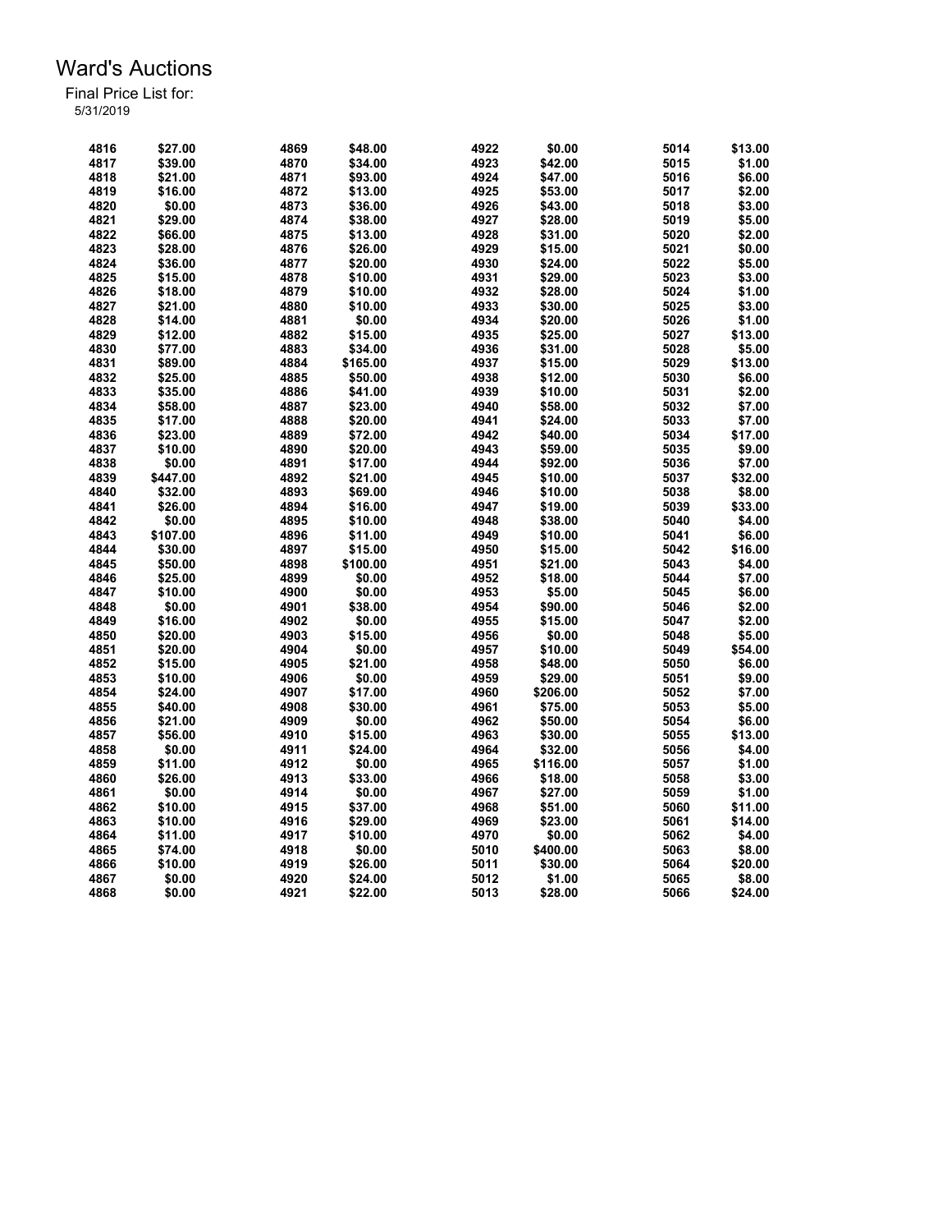# Ward's Auctions

Final Price List for:
5/31/2019

| Lot | Price | Lot | Price | Lot | Price | Lot | Price |
|---|---|---|---|---|---|---|---|
| 4816 | $27.00 | 4869 | $48.00 | 4922 | $0.00 | 5014 | $13.00 |
| 4817 | $39.00 | 4870 | $34.00 | 4923 | $42.00 | 5015 | $1.00 |
| 4818 | $21.00 | 4871 | $93.00 | 4924 | $47.00 | 5016 | $6.00 |
| 4819 | $16.00 | 4872 | $13.00 | 4925 | $53.00 | 5017 | $2.00 |
| 4820 | $0.00 | 4873 | $36.00 | 4926 | $43.00 | 5018 | $3.00 |
| 4821 | $29.00 | 4874 | $38.00 | 4927 | $28.00 | 5019 | $5.00 |
| 4822 | $66.00 | 4875 | $13.00 | 4928 | $31.00 | 5020 | $2.00 |
| 4823 | $28.00 | 4876 | $26.00 | 4929 | $15.00 | 5021 | $0.00 |
| 4824 | $36.00 | 4877 | $20.00 | 4930 | $24.00 | 5022 | $5.00 |
| 4825 | $15.00 | 4878 | $10.00 | 4931 | $29.00 | 5023 | $3.00 |
| 4826 | $18.00 | 4879 | $10.00 | 4932 | $28.00 | 5024 | $1.00 |
| 4827 | $21.00 | 4880 | $10.00 | 4933 | $30.00 | 5025 | $3.00 |
| 4828 | $14.00 | 4881 | $0.00 | 4934 | $20.00 | 5026 | $1.00 |
| 4829 | $12.00 | 4882 | $15.00 | 4935 | $25.00 | 5027 | $13.00 |
| 4830 | $77.00 | 4883 | $34.00 | 4936 | $31.00 | 5028 | $5.00 |
| 4831 | $89.00 | 4884 | $165.00 | 4937 | $15.00 | 5029 | $13.00 |
| 4832 | $25.00 | 4885 | $50.00 | 4938 | $12.00 | 5030 | $6.00 |
| 4833 | $35.00 | 4886 | $41.00 | 4939 | $10.00 | 5031 | $2.00 |
| 4834 | $58.00 | 4887 | $23.00 | 4940 | $58.00 | 5032 | $7.00 |
| 4835 | $17.00 | 4888 | $20.00 | 4941 | $24.00 | 5033 | $7.00 |
| 4836 | $23.00 | 4889 | $72.00 | 4942 | $40.00 | 5034 | $17.00 |
| 4837 | $10.00 | 4890 | $20.00 | 4943 | $59.00 | 5035 | $9.00 |
| 4838 | $0.00 | 4891 | $17.00 | 4944 | $92.00 | 5036 | $7.00 |
| 4839 | $447.00 | 4892 | $21.00 | 4945 | $10.00 | 5037 | $32.00 |
| 4840 | $32.00 | 4893 | $69.00 | 4946 | $10.00 | 5038 | $8.00 |
| 4841 | $26.00 | 4894 | $16.00 | 4947 | $19.00 | 5039 | $33.00 |
| 4842 | $0.00 | 4895 | $10.00 | 4948 | $38.00 | 5040 | $4.00 |
| 4843 | $107.00 | 4896 | $11.00 | 4949 | $10.00 | 5041 | $6.00 |
| 4844 | $30.00 | 4897 | $15.00 | 4950 | $15.00 | 5042 | $16.00 |
| 4845 | $50.00 | 4898 | $100.00 | 4951 | $21.00 | 5043 | $4.00 |
| 4846 | $25.00 | 4899 | $0.00 | 4952 | $18.00 | 5044 | $7.00 |
| 4847 | $10.00 | 4900 | $0.00 | 4953 | $5.00 | 5045 | $6.00 |
| 4848 | $0.00 | 4901 | $38.00 | 4954 | $90.00 | 5046 | $2.00 |
| 4849 | $16.00 | 4902 | $0.00 | 4955 | $15.00 | 5047 | $2.00 |
| 4850 | $20.00 | 4903 | $15.00 | 4956 | $0.00 | 5048 | $5.00 |
| 4851 | $20.00 | 4904 | $0.00 | 4957 | $10.00 | 5049 | $54.00 |
| 4852 | $15.00 | 4905 | $21.00 | 4958 | $48.00 | 5050 | $6.00 |
| 4853 | $10.00 | 4906 | $0.00 | 4959 | $29.00 | 5051 | $9.00 |
| 4854 | $24.00 | 4907 | $17.00 | 4960 | $206.00 | 5052 | $7.00 |
| 4855 | $40.00 | 4908 | $30.00 | 4961 | $75.00 | 5053 | $5.00 |
| 4856 | $21.00 | 4909 | $0.00 | 4962 | $50.00 | 5054 | $6.00 |
| 4857 | $56.00 | 4910 | $15.00 | 4963 | $30.00 | 5055 | $13.00 |
| 4858 | $0.00 | 4911 | $24.00 | 4964 | $32.00 | 5056 | $4.00 |
| 4859 | $11.00 | 4912 | $0.00 | 4965 | $116.00 | 5057 | $1.00 |
| 4860 | $26.00 | 4913 | $33.00 | 4966 | $18.00 | 5058 | $3.00 |
| 4861 | $0.00 | 4914 | $0.00 | 4967 | $27.00 | 5059 | $1.00 |
| 4862 | $10.00 | 4915 | $37.00 | 4968 | $51.00 | 5060 | $11.00 |
| 4863 | $10.00 | 4916 | $29.00 | 4969 | $23.00 | 5061 | $14.00 |
| 4864 | $11.00 | 4917 | $10.00 | 4970 | $0.00 | 5062 | $4.00 |
| 4865 | $74.00 | 4918 | $0.00 | 5010 | $400.00 | 5063 | $8.00 |
| 4866 | $10.00 | 4919 | $26.00 | 5011 | $30.00 | 5064 | $20.00 |
| 4867 | $0.00 | 4920 | $24.00 | 5012 | $1.00 | 5065 | $8.00 |
| 4868 | $0.00 | 4921 | $22.00 | 5013 | $28.00 | 5066 | $24.00 |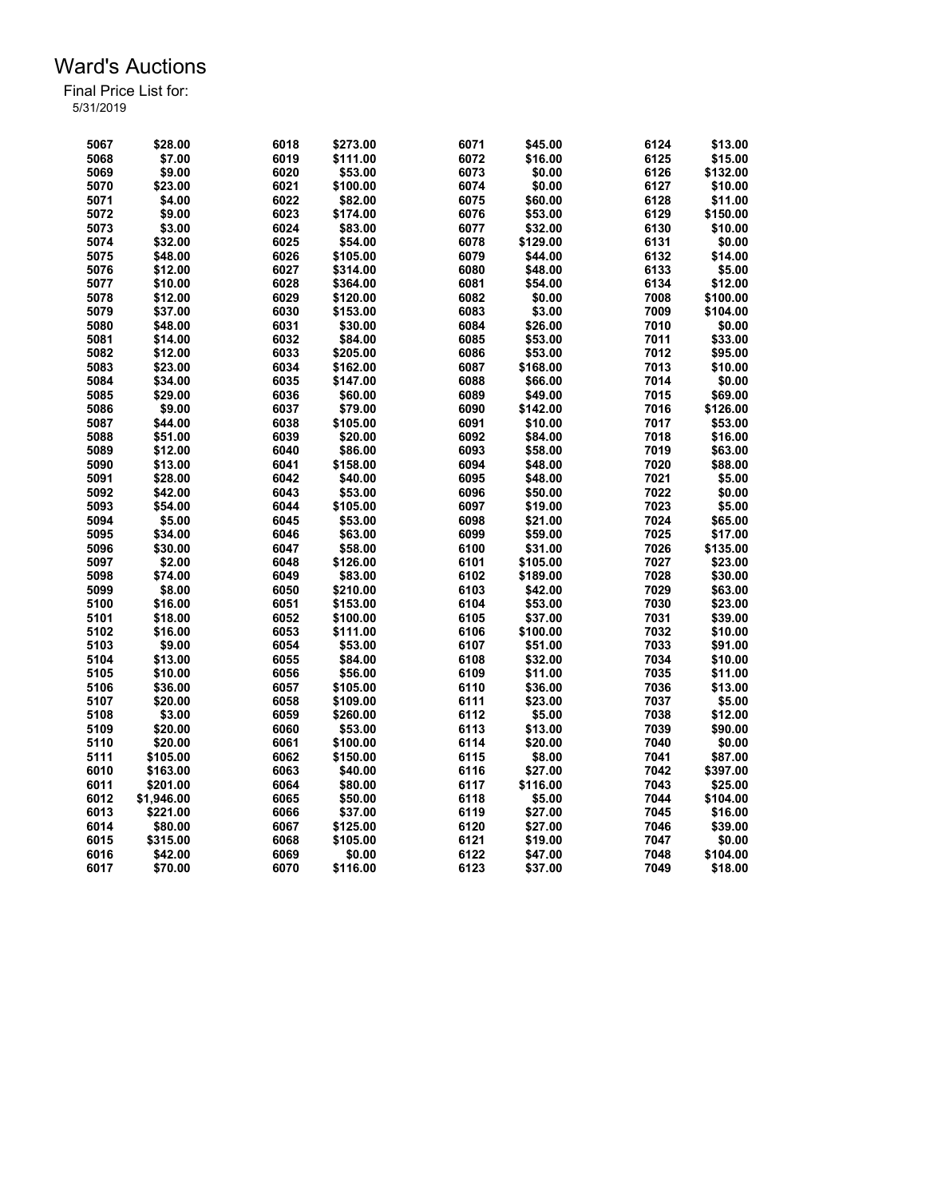# Ward's Auctions

Final Price List for:
5/31/2019

| Lot | Price | Lot | Price | Lot | Price | Lot | Price |
|---|---|---|---|---|---|---|---|
| 5067 | $28.00 | 6018 | $273.00 | 6071 | $45.00 | 6124 | $13.00 |
| 5068 | $7.00 | 6019 | $111.00 | 6072 | $16.00 | 6125 | $15.00 |
| 5069 | $9.00 | 6020 | $53.00 | 6073 | $0.00 | 6126 | $132.00 |
| 5070 | $23.00 | 6021 | $100.00 | 6074 | $0.00 | 6127 | $10.00 |
| 5071 | $4.00 | 6022 | $82.00 | 6075 | $60.00 | 6128 | $11.00 |
| 5072 | $9.00 | 6023 | $174.00 | 6076 | $53.00 | 6129 | $150.00 |
| 5073 | $3.00 | 6024 | $83.00 | 6077 | $32.00 | 6130 | $10.00 |
| 5074 | $32.00 | 6025 | $54.00 | 6078 | $129.00 | 6131 | $0.00 |
| 5075 | $48.00 | 6026 | $105.00 | 6079 | $44.00 | 6132 | $14.00 |
| 5076 | $12.00 | 6027 | $314.00 | 6080 | $48.00 | 6133 | $5.00 |
| 5077 | $10.00 | 6028 | $364.00 | 6081 | $54.00 | 6134 | $12.00 |
| 5078 | $12.00 | 6029 | $120.00 | 6082 | $0.00 | 7008 | $100.00 |
| 5079 | $37.00 | 6030 | $153.00 | 6083 | $3.00 | 7009 | $104.00 |
| 5080 | $48.00 | 6031 | $30.00 | 6084 | $26.00 | 7010 | $0.00 |
| 5081 | $14.00 | 6032 | $84.00 | 6085 | $53.00 | 7011 | $33.00 |
| 5082 | $12.00 | 6033 | $205.00 | 6086 | $53.00 | 7012 | $95.00 |
| 5083 | $23.00 | 6034 | $162.00 | 6087 | $168.00 | 7013 | $10.00 |
| 5084 | $34.00 | 6035 | $147.00 | 6088 | $66.00 | 7014 | $0.00 |
| 5085 | $29.00 | 6036 | $60.00 | 6089 | $49.00 | 7015 | $69.00 |
| 5086 | $9.00 | 6037 | $79.00 | 6090 | $142.00 | 7016 | $126.00 |
| 5087 | $44.00 | 6038 | $105.00 | 6091 | $10.00 | 7017 | $53.00 |
| 5088 | $51.00 | 6039 | $20.00 | 6092 | $84.00 | 7018 | $16.00 |
| 5089 | $12.00 | 6040 | $86.00 | 6093 | $58.00 | 7019 | $63.00 |
| 5090 | $13.00 | 6041 | $158.00 | 6094 | $48.00 | 7020 | $88.00 |
| 5091 | $28.00 | 6042 | $40.00 | 6095 | $48.00 | 7021 | $5.00 |
| 5092 | $42.00 | 6043 | $53.00 | 6096 | $50.00 | 7022 | $0.00 |
| 5093 | $54.00 | 6044 | $105.00 | 6097 | $19.00 | 7023 | $5.00 |
| 5094 | $5.00 | 6045 | $53.00 | 6098 | $21.00 | 7024 | $65.00 |
| 5095 | $34.00 | 6046 | $63.00 | 6099 | $59.00 | 7025 | $17.00 |
| 5096 | $30.00 | 6047 | $58.00 | 6100 | $31.00 | 7026 | $135.00 |
| 5097 | $2.00 | 6048 | $126.00 | 6101 | $105.00 | 7027 | $23.00 |
| 5098 | $74.00 | 6049 | $83.00 | 6102 | $189.00 | 7028 | $30.00 |
| 5099 | $8.00 | 6050 | $210.00 | 6103 | $42.00 | 7029 | $63.00 |
| 5100 | $16.00 | 6051 | $153.00 | 6104 | $53.00 | 7030 | $23.00 |
| 5101 | $18.00 | 6052 | $100.00 | 6105 | $37.00 | 7031 | $39.00 |
| 5102 | $16.00 | 6053 | $111.00 | 6106 | $100.00 | 7032 | $10.00 |
| 5103 | $9.00 | 6054 | $53.00 | 6107 | $51.00 | 7033 | $91.00 |
| 5104 | $13.00 | 6055 | $84.00 | 6108 | $32.00 | 7034 | $10.00 |
| 5105 | $10.00 | 6056 | $56.00 | 6109 | $11.00 | 7035 | $11.00 |
| 5106 | $36.00 | 6057 | $105.00 | 6110 | $36.00 | 7036 | $13.00 |
| 5107 | $20.00 | 6058 | $109.00 | 6111 | $23.00 | 7037 | $5.00 |
| 5108 | $3.00 | 6059 | $260.00 | 6112 | $5.00 | 7038 | $12.00 |
| 5109 | $20.00 | 6060 | $53.00 | 6113 | $13.00 | 7039 | $90.00 |
| 5110 | $20.00 | 6061 | $100.00 | 6114 | $20.00 | 7040 | $0.00 |
| 5111 | $105.00 | 6062 | $150.00 | 6115 | $8.00 | 7041 | $87.00 |
| 6010 | $163.00 | 6063 | $40.00 | 6116 | $27.00 | 7042 | $397.00 |
| 6011 | $201.00 | 6064 | $80.00 | 6117 | $116.00 | 7043 | $25.00 |
| 6012 | $1,946.00 | 6065 | $50.00 | 6118 | $5.00 | 7044 | $104.00 |
| 6013 | $221.00 | 6066 | $37.00 | 6119 | $27.00 | 7045 | $16.00 |
| 6014 | $80.00 | 6067 | $125.00 | 6120 | $27.00 | 7046 | $39.00 |
| 6015 | $315.00 | 6068 | $105.00 | 6121 | $19.00 | 7047 | $0.00 |
| 6016 | $42.00 | 6069 | $0.00 | 6122 | $47.00 | 7048 | $104.00 |
| 6017 | $70.00 | 6070 | $116.00 | 6123 | $37.00 | 7049 | $18.00 |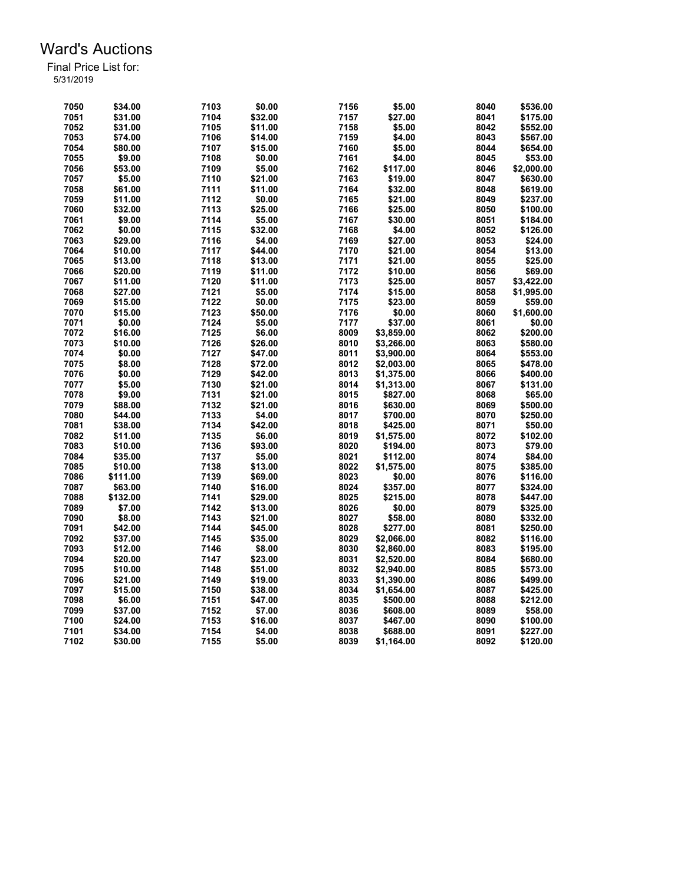# Ward's Auctions

Final Price List for:
5/31/2019

| Lot | Price | Lot | Price | Lot | Price | Lot | Price |
|---|---|---|---|---|---|---|---|
| 7050 | $34.00 | 7103 | $0.00 | 7156 | $5.00 | 8040 | $536.00 |
| 7051 | $31.00 | 7104 | $32.00 | 7157 | $27.00 | 8041 | $175.00 |
| 7052 | $31.00 | 7105 | $11.00 | 7158 | $5.00 | 8042 | $552.00 |
| 7053 | $74.00 | 7106 | $14.00 | 7159 | $4.00 | 8043 | $567.00 |
| 7054 | $80.00 | 7107 | $15.00 | 7160 | $5.00 | 8044 | $654.00 |
| 7055 | $9.00 | 7108 | $0.00 | 7161 | $4.00 | 8045 | $53.00 |
| 7056 | $53.00 | 7109 | $5.00 | 7162 | $117.00 | 8046 | $2,000.00 |
| 7057 | $5.00 | 7110 | $21.00 | 7163 | $19.00 | 8047 | $630.00 |
| 7058 | $61.00 | 7111 | $11.00 | 7164 | $32.00 | 8048 | $619.00 |
| 7059 | $11.00 | 7112 | $0.00 | 7165 | $21.00 | 8049 | $237.00 |
| 7060 | $32.00 | 7113 | $25.00 | 7166 | $25.00 | 8050 | $100.00 |
| 7061 | $9.00 | 7114 | $5.00 | 7167 | $30.00 | 8051 | $184.00 |
| 7062 | $0.00 | 7115 | $32.00 | 7168 | $4.00 | 8052 | $126.00 |
| 7063 | $29.00 | 7116 | $4.00 | 7169 | $27.00 | 8053 | $24.00 |
| 7064 | $10.00 | 7117 | $44.00 | 7170 | $21.00 | 8054 | $13.00 |
| 7065 | $13.00 | 7118 | $13.00 | 7171 | $21.00 | 8055 | $25.00 |
| 7066 | $20.00 | 7119 | $11.00 | 7172 | $10.00 | 8056 | $69.00 |
| 7067 | $11.00 | 7120 | $11.00 | 7173 | $25.00 | 8057 | $3,422.00 |
| 7068 | $27.00 | 7121 | $5.00 | 7174 | $15.00 | 8058 | $1,995.00 |
| 7069 | $15.00 | 7122 | $0.00 | 7175 | $23.00 | 8059 | $59.00 |
| 7070 | $15.00 | 7123 | $50.00 | 7176 | $0.00 | 8060 | $1,600.00 |
| 7071 | $0.00 | 7124 | $5.00 | 7177 | $37.00 | 8061 | $0.00 |
| 7072 | $16.00 | 7125 | $6.00 | 8009 | $3,859.00 | 8062 | $200.00 |
| 7073 | $10.00 | 7126 | $26.00 | 8010 | $3,266.00 | 8063 | $580.00 |
| 7074 | $0.00 | 7127 | $47.00 | 8011 | $3,900.00 | 8064 | $553.00 |
| 7075 | $8.00 | 7128 | $72.00 | 8012 | $2,003.00 | 8065 | $478.00 |
| 7076 | $0.00 | 7129 | $42.00 | 8013 | $1,375.00 | 8066 | $400.00 |
| 7077 | $5.00 | 7130 | $21.00 | 8014 | $1,313.00 | 8067 | $131.00 |
| 7078 | $9.00 | 7131 | $21.00 | 8015 | $827.00 | 8068 | $65.00 |
| 7079 | $88.00 | 7132 | $21.00 | 8016 | $630.00 | 8069 | $500.00 |
| 7080 | $44.00 | 7133 | $4.00 | 8017 | $700.00 | 8070 | $250.00 |
| 7081 | $38.00 | 7134 | $42.00 | 8018 | $425.00 | 8071 | $50.00 |
| 7082 | $11.00 | 7135 | $6.00 | 8019 | $1,575.00 | 8072 | $102.00 |
| 7083 | $10.00 | 7136 | $93.00 | 8020 | $194.00 | 8073 | $79.00 |
| 7084 | $35.00 | 7137 | $5.00 | 8021 | $112.00 | 8074 | $84.00 |
| 7085 | $10.00 | 7138 | $13.00 | 8022 | $1,575.00 | 8075 | $385.00 |
| 7086 | $111.00 | 7139 | $69.00 | 8023 | $0.00 | 8076 | $116.00 |
| 7087 | $63.00 | 7140 | $16.00 | 8024 | $357.00 | 8077 | $324.00 |
| 7088 | $132.00 | 7141 | $29.00 | 8025 | $215.00 | 8078 | $447.00 |
| 7089 | $7.00 | 7142 | $13.00 | 8026 | $0.00 | 8079 | $325.00 |
| 7090 | $8.00 | 7143 | $21.00 | 8027 | $58.00 | 8080 | $332.00 |
| 7091 | $42.00 | 7144 | $45.00 | 8028 | $277.00 | 8081 | $250.00 |
| 7092 | $37.00 | 7145 | $35.00 | 8029 | $2,066.00 | 8082 | $116.00 |
| 7093 | $12.00 | 7146 | $8.00 | 8030 | $2,860.00 | 8083 | $195.00 |
| 7094 | $20.00 | 7147 | $23.00 | 8031 | $2,520.00 | 8084 | $680.00 |
| 7095 | $10.00 | 7148 | $51.00 | 8032 | $2,940.00 | 8085 | $573.00 |
| 7096 | $21.00 | 7149 | $19.00 | 8033 | $1,390.00 | 8086 | $499.00 |
| 7097 | $15.00 | 7150 | $38.00 | 8034 | $1,654.00 | 8087 | $425.00 |
| 7098 | $6.00 | 7151 | $47.00 | 8035 | $500.00 | 8088 | $212.00 |
| 7099 | $37.00 | 7152 | $7.00 | 8036 | $608.00 | 8089 | $58.00 |
| 7100 | $24.00 | 7153 | $16.00 | 8037 | $467.00 | 8090 | $100.00 |
| 7101 | $34.00 | 7154 | $4.00 | 8038 | $688.00 | 8091 | $227.00 |
| 7102 | $30.00 | 7155 | $5.00 | 8039 | $1,164.00 | 8092 | $120.00 |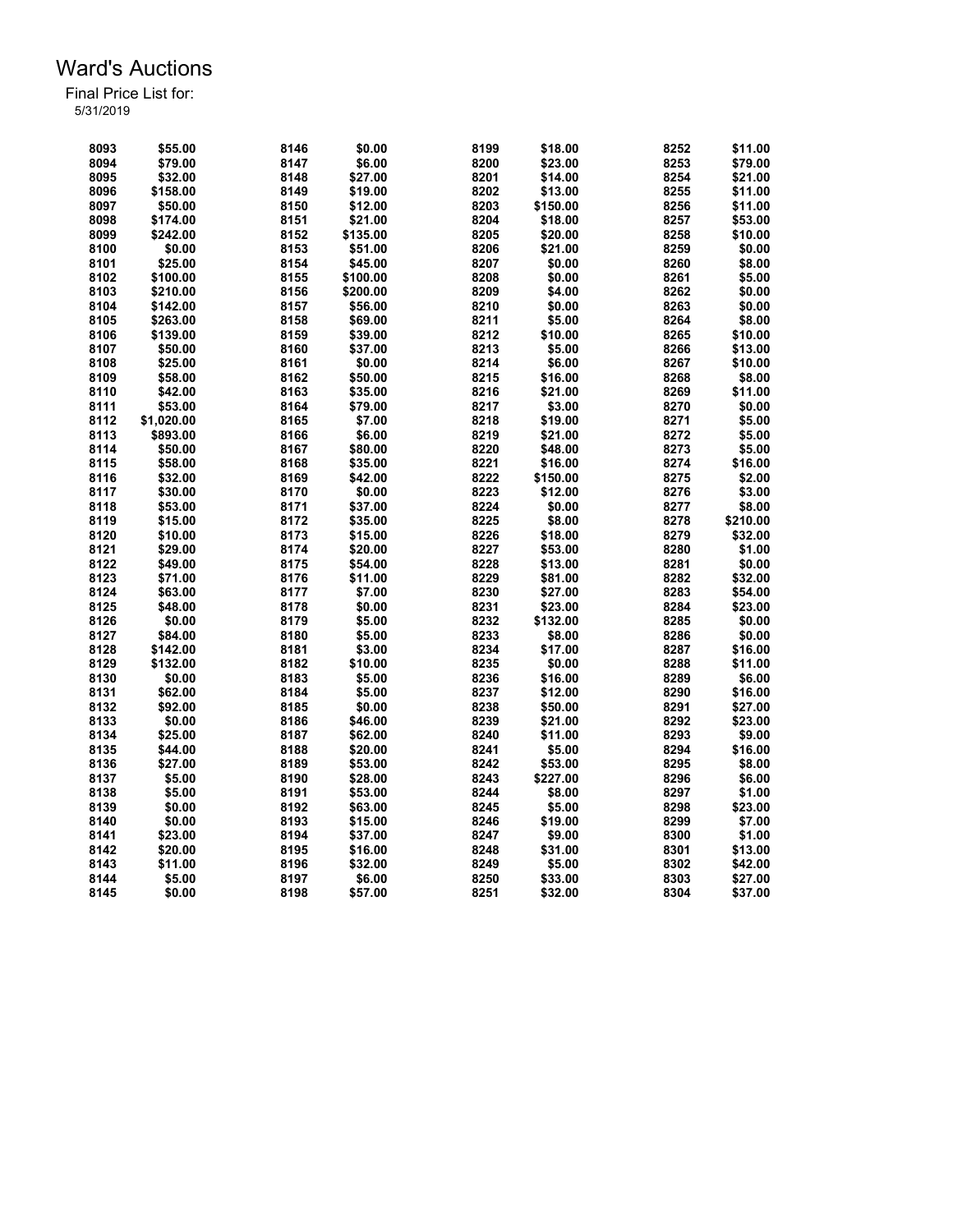# Ward's Auctions

Final Price List for:
5/31/2019

| Lot | Price | Lot | Price | Lot | Price | Lot | Price |
|---|---|---|---|---|---|---|---|
| 8093 | $55.00 | 8146 | $0.00 | 8199 | $18.00 | 8252 | $11.00 |
| 8094 | $79.00 | 8147 | $6.00 | 8200 | $23.00 | 8253 | $79.00 |
| 8095 | $32.00 | 8148 | $27.00 | 8201 | $14.00 | 8254 | $21.00 |
| 8096 | $158.00 | 8149 | $19.00 | 8202 | $13.00 | 8255 | $11.00 |
| 8097 | $50.00 | 8150 | $12.00 | 8203 | $150.00 | 8256 | $11.00 |
| 8098 | $174.00 | 8151 | $21.00 | 8204 | $18.00 | 8257 | $53.00 |
| 8099 | $242.00 | 8152 | $135.00 | 8205 | $20.00 | 8258 | $10.00 |
| 8100 | $0.00 | 8153 | $51.00 | 8206 | $21.00 | 8259 | $0.00 |
| 8101 | $25.00 | 8154 | $45.00 | 8207 | $0.00 | 8260 | $8.00 |
| 8102 | $100.00 | 8155 | $100.00 | 8208 | $0.00 | 8261 | $5.00 |
| 8103 | $210.00 | 8156 | $200.00 | 8209 | $4.00 | 8262 | $0.00 |
| 8104 | $142.00 | 8157 | $56.00 | 8210 | $0.00 | 8263 | $0.00 |
| 8105 | $263.00 | 8158 | $69.00 | 8211 | $5.00 | 8264 | $8.00 |
| 8106 | $139.00 | 8159 | $39.00 | 8212 | $10.00 | 8265 | $10.00 |
| 8107 | $50.00 | 8160 | $37.00 | 8213 | $5.00 | 8266 | $13.00 |
| 8108 | $25.00 | 8161 | $0.00 | 8214 | $6.00 | 8267 | $10.00 |
| 8109 | $58.00 | 8162 | $50.00 | 8215 | $16.00 | 8268 | $8.00 |
| 8110 | $42.00 | 8163 | $35.00 | 8216 | $21.00 | 8269 | $11.00 |
| 8111 | $53.00 | 8164 | $79.00 | 8217 | $3.00 | 8270 | $0.00 |
| 8112 | $1,020.00 | 8165 | $7.00 | 8218 | $19.00 | 8271 | $5.00 |
| 8113 | $893.00 | 8166 | $6.00 | 8219 | $21.00 | 8272 | $5.00 |
| 8114 | $50.00 | 8167 | $80.00 | 8220 | $48.00 | 8273 | $5.00 |
| 8115 | $58.00 | 8168 | $35.00 | 8221 | $16.00 | 8274 | $16.00 |
| 8116 | $32.00 | 8169 | $42.00 | 8222 | $150.00 | 8275 | $2.00 |
| 8117 | $30.00 | 8170 | $0.00 | 8223 | $12.00 | 8276 | $3.00 |
| 8118 | $53.00 | 8171 | $37.00 | 8224 | $0.00 | 8277 | $8.00 |
| 8119 | $15.00 | 8172 | $35.00 | 8225 | $8.00 | 8278 | $210.00 |
| 8120 | $10.00 | 8173 | $15.00 | 8226 | $18.00 | 8279 | $32.00 |
| 8121 | $29.00 | 8174 | $20.00 | 8227 | $53.00 | 8280 | $1.00 |
| 8122 | $49.00 | 8175 | $54.00 | 8228 | $13.00 | 8281 | $0.00 |
| 8123 | $71.00 | 8176 | $11.00 | 8229 | $81.00 | 8282 | $32.00 |
| 8124 | $63.00 | 8177 | $7.00 | 8230 | $27.00 | 8283 | $54.00 |
| 8125 | $48.00 | 8178 | $0.00 | 8231 | $23.00 | 8284 | $23.00 |
| 8126 | $0.00 | 8179 | $5.00 | 8232 | $132.00 | 8285 | $0.00 |
| 8127 | $84.00 | 8180 | $5.00 | 8233 | $8.00 | 8286 | $0.00 |
| 8128 | $142.00 | 8181 | $3.00 | 8234 | $17.00 | 8287 | $16.00 |
| 8129 | $132.00 | 8182 | $10.00 | 8235 | $0.00 | 8288 | $11.00 |
| 8130 | $0.00 | 8183 | $5.00 | 8236 | $16.00 | 8289 | $6.00 |
| 8131 | $62.00 | 8184 | $5.00 | 8237 | $12.00 | 8290 | $16.00 |
| 8132 | $92.00 | 8185 | $0.00 | 8238 | $50.00 | 8291 | $27.00 |
| 8133 | $0.00 | 8186 | $46.00 | 8239 | $21.00 | 8292 | $23.00 |
| 8134 | $25.00 | 8187 | $62.00 | 8240 | $11.00 | 8293 | $9.00 |
| 8135 | $44.00 | 8188 | $20.00 | 8241 | $5.00 | 8294 | $16.00 |
| 8136 | $27.00 | 8189 | $53.00 | 8242 | $53.00 | 8295 | $8.00 |
| 8137 | $5.00 | 8190 | $28.00 | 8243 | $227.00 | 8296 | $6.00 |
| 8138 | $5.00 | 8191 | $53.00 | 8244 | $8.00 | 8297 | $1.00 |
| 8139 | $0.00 | 8192 | $63.00 | 8245 | $5.00 | 8298 | $23.00 |
| 8140 | $0.00 | 8193 | $15.00 | 8246 | $19.00 | 8299 | $7.00 |
| 8141 | $23.00 | 8194 | $37.00 | 8247 | $9.00 | 8300 | $1.00 |
| 8142 | $20.00 | 8195 | $16.00 | 8248 | $31.00 | 8301 | $13.00 |
| 8143 | $11.00 | 8196 | $32.00 | 8249 | $5.00 | 8302 | $42.00 |
| 8144 | $5.00 | 8197 | $6.00 | 8250 | $33.00 | 8303 | $27.00 |
| 8145 | $0.00 | 8198 | $57.00 | 8251 | $32.00 | 8304 | $37.00 |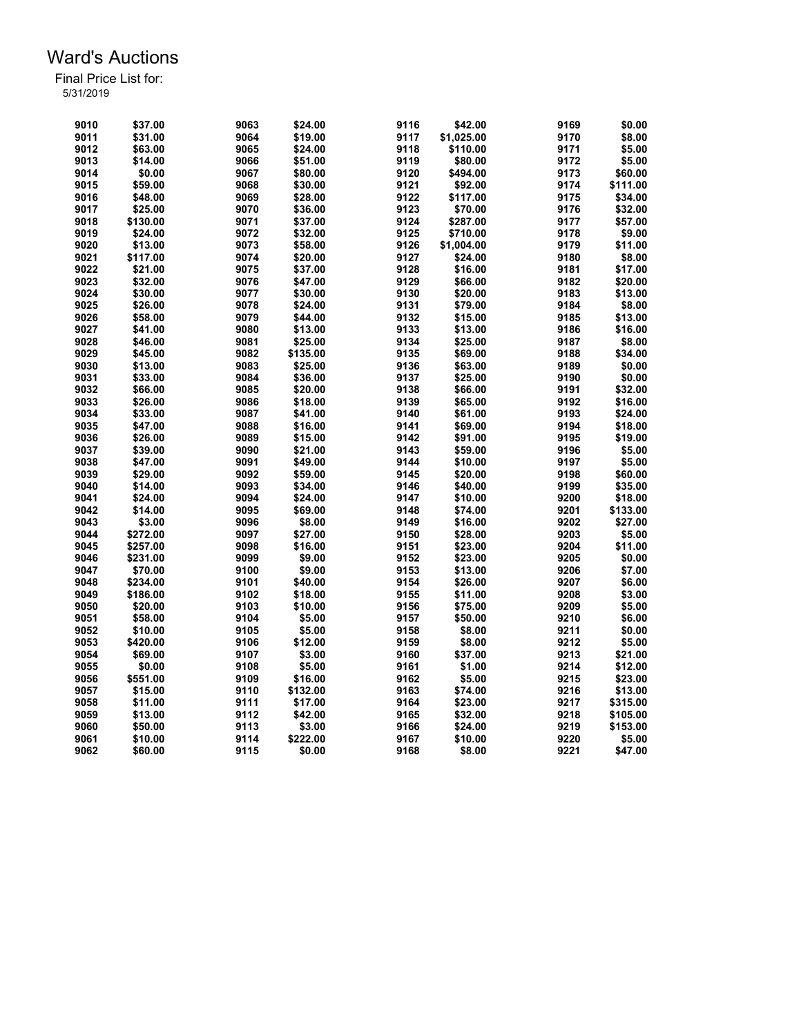# Ward's Auctions

Final Price List for:
5/31/2019

| | | | | | | | |
|---|---|---|---|---|---|---|---|
| 9010 | $37.00 | 9063 | $24.00 | 9116 | $42.00 | 9169 | $0.00 |
| 9011 | $31.00 | 9064 | $19.00 | 9117 | $1,025.00 | 9170 | $8.00 |
| 9012 | $63.00 | 9065 | $24.00 | 9118 | $110.00 | 9171 | $5.00 |
| 9013 | $14.00 | 9066 | $51.00 | 9119 | $80.00 | 9172 | $5.00 |
| 9014 | $0.00 | 9067 | $80.00 | 9120 | $494.00 | 9173 | $60.00 |
| 9015 | $59.00 | 9068 | $30.00 | 9121 | $92.00 | 9174 | $111.00 |
| 9016 | $48.00 | 9069 | $28.00 | 9122 | $117.00 | 9175 | $34.00 |
| 9017 | $25.00 | 9070 | $36.00 | 9123 | $70.00 | 9176 | $32.00 |
| 9018 | $130.00 | 9071 | $37.00 | 9124 | $287.00 | 9177 | $57.00 |
| 9019 | $24.00 | 9072 | $32.00 | 9125 | $710.00 | 9178 | $9.00 |
| 9020 | $13.00 | 9073 | $58.00 | 9126 | $1,004.00 | 9179 | $11.00 |
| 9021 | $117.00 | 9074 | $20.00 | 9127 | $24.00 | 9180 | $8.00 |
| 9022 | $21.00 | 9075 | $37.00 | 9128 | $16.00 | 9181 | $17.00 |
| 9023 | $32.00 | 9076 | $47.00 | 9129 | $66.00 | 9182 | $20.00 |
| 9024 | $30.00 | 9077 | $30.00 | 9130 | $20.00 | 9183 | $13.00 |
| 9025 | $26.00 | 9078 | $24.00 | 9131 | $79.00 | 9184 | $8.00 |
| 9026 | $58.00 | 9079 | $44.00 | 9132 | $15.00 | 9185 | $13.00 |
| 9027 | $41.00 | 9080 | $13.00 | 9133 | $13.00 | 9186 | $16.00 |
| 9028 | $46.00 | 9081 | $25.00 | 9134 | $25.00 | 9187 | $8.00 |
| 9029 | $45.00 | 9082 | $135.00 | 9135 | $69.00 | 9188 | $34.00 |
| 9030 | $13.00 | 9083 | $25.00 | 9136 | $63.00 | 9189 | $0.00 |
| 9031 | $33.00 | 9084 | $36.00 | 9137 | $25.00 | 9190 | $0.00 |
| 9032 | $66.00 | 9085 | $20.00 | 9138 | $66.00 | 9191 | $32.00 |
| 9033 | $26.00 | 9086 | $18.00 | 9139 | $65.00 | 9192 | $16.00 |
| 9034 | $33.00 | 9087 | $41.00 | 9140 | $61.00 | 9193 | $24.00 |
| 9035 | $47.00 | 9088 | $16.00 | 9141 | $69.00 | 9194 | $18.00 |
| 9036 | $26.00 | 9089 | $15.00 | 9142 | $91.00 | 9195 | $19.00 |
| 9037 | $39.00 | 9090 | $21.00 | 9143 | $59.00 | 9196 | $5.00 |
| 9038 | $47.00 | 9091 | $49.00 | 9144 | $10.00 | 9197 | $5.00 |
| 9039 | $29.00 | 9092 | $59.00 | 9145 | $20.00 | 9198 | $60.00 |
| 9040 | $14.00 | 9093 | $34.00 | 9146 | $40.00 | 9199 | $35.00 |
| 9041 | $24.00 | 9094 | $24.00 | 9147 | $10.00 | 9200 | $18.00 |
| 9042 | $14.00 | 9095 | $69.00 | 9148 | $74.00 | 9201 | $133.00 |
| 9043 | $3.00 | 9096 | $8.00 | 9149 | $16.00 | 9202 | $27.00 |
| 9044 | $272.00 | 9097 | $27.00 | 9150 | $28.00 | 9203 | $5.00 |
| 9045 | $257.00 | 9098 | $16.00 | 9151 | $23.00 | 9204 | $11.00 |
| 9046 | $231.00 | 9099 | $9.00 | 9152 | $23.00 | 9205 | $0.00 |
| 9047 | $70.00 | 9100 | $9.00 | 9153 | $13.00 | 9206 | $7.00 |
| 9048 | $234.00 | 9101 | $40.00 | 9154 | $26.00 | 9207 | $6.00 |
| 9049 | $186.00 | 9102 | $18.00 | 9155 | $11.00 | 9208 | $3.00 |
| 9050 | $20.00 | 9103 | $10.00 | 9156 | $75.00 | 9209 | $5.00 |
| 9051 | $58.00 | 9104 | $5.00 | 9157 | $50.00 | 9210 | $6.00 |
| 9052 | $10.00 | 9105 | $5.00 | 9158 | $8.00 | 9211 | $0.00 |
| 9053 | $420.00 | 9106 | $12.00 | 9159 | $8.00 | 9212 | $5.00 |
| 9054 | $69.00 | 9107 | $3.00 | 9160 | $37.00 | 9213 | $21.00 |
| 9055 | $0.00 | 9108 | $5.00 | 9161 | $1.00 | 9214 | $12.00 |
| 9056 | $551.00 | 9109 | $16.00 | 9162 | $5.00 | 9215 | $23.00 |
| 9057 | $15.00 | 9110 | $132.00 | 9163 | $74.00 | 9216 | $13.00 |
| 9058 | $11.00 | 9111 | $17.00 | 9164 | $23.00 | 9217 | $315.00 |
| 9059 | $13.00 | 9112 | $42.00 | 9165 | $32.00 | 9218 | $105.00 |
| 9060 | $50.00 | 9113 | $3.00 | 9166 | $24.00 | 9219 | $153.00 |
| 9061 | $10.00 | 9114 | $222.00 | 9167 | $10.00 | 9220 | $5.00 |
| 9062 | $60.00 | 9115 | $0.00 | 9168 | $8.00 | 9221 | $47.00 |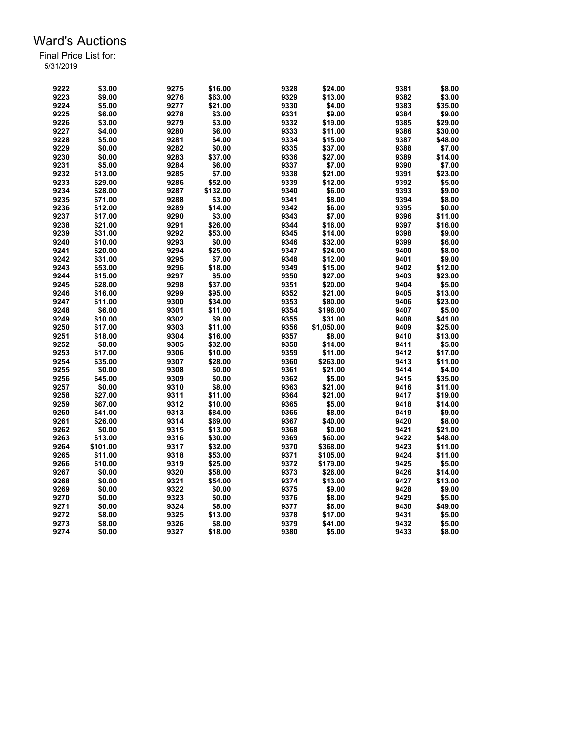# Ward's Auctions

Final Price List for:
5/31/2019

| Lot | Price | Lot | Price | Lot | Price | Lot | Price |
|---|---|---|---|---|---|---|---|
| 9222 | $3.00 | 9275 | $16.00 | 9328 | $24.00 | 9381 | $8.00 |
| 9223 | $9.00 | 9276 | $63.00 | 9329 | $13.00 | 9382 | $3.00 |
| 9224 | $5.00 | 9277 | $21.00 | 9330 | $4.00 | 9383 | $35.00 |
| 9225 | $6.00 | 9278 | $3.00 | 9331 | $9.00 | 9384 | $9.00 |
| 9226 | $3.00 | 9279 | $3.00 | 9332 | $19.00 | 9385 | $29.00 |
| 9227 | $4.00 | 9280 | $6.00 | 9333 | $11.00 | 9386 | $30.00 |
| 9228 | $5.00 | 9281 | $4.00 | 9334 | $15.00 | 9387 | $48.00 |
| 9229 | $0.00 | 9282 | $0.00 | 9335 | $37.00 | 9388 | $7.00 |
| 9230 | $0.00 | 9283 | $37.00 | 9336 | $27.00 | 9389 | $14.00 |
| 9231 | $5.00 | 9284 | $6.00 | 9337 | $7.00 | 9390 | $7.00 |
| 9232 | $13.00 | 9285 | $7.00 | 9338 | $21.00 | 9391 | $23.00 |
| 9233 | $29.00 | 9286 | $52.00 | 9339 | $12.00 | 9392 | $5.00 |
| 9234 | $28.00 | 9287 | $132.00 | 9340 | $6.00 | 9393 | $9.00 |
| 9235 | $71.00 | 9288 | $3.00 | 9341 | $8.00 | 9394 | $8.00 |
| 9236 | $12.00 | 9289 | $14.00 | 9342 | $6.00 | 9395 | $0.00 |
| 9237 | $17.00 | 9290 | $3.00 | 9343 | $7.00 | 9396 | $11.00 |
| 9238 | $21.00 | 9291 | $26.00 | 9344 | $16.00 | 9397 | $16.00 |
| 9239 | $31.00 | 9292 | $53.00 | 9345 | $14.00 | 9398 | $9.00 |
| 9240 | $10.00 | 9293 | $0.00 | 9346 | $32.00 | 9399 | $6.00 |
| 9241 | $20.00 | 9294 | $25.00 | 9347 | $24.00 | 9400 | $8.00 |
| 9242 | $31.00 | 9295 | $7.00 | 9348 | $12.00 | 9401 | $9.00 |
| 9243 | $53.00 | 9296 | $18.00 | 9349 | $15.00 | 9402 | $12.00 |
| 9244 | $15.00 | 9297 | $5.00 | 9350 | $27.00 | 9403 | $23.00 |
| 9245 | $28.00 | 9298 | $37.00 | 9351 | $20.00 | 9404 | $5.00 |
| 9246 | $16.00 | 9299 | $95.00 | 9352 | $21.00 | 9405 | $13.00 |
| 9247 | $11.00 | 9300 | $34.00 | 9353 | $80.00 | 9406 | $23.00 |
| 9248 | $6.00 | 9301 | $11.00 | 9354 | $196.00 | 9407 | $5.00 |
| 9249 | $10.00 | 9302 | $9.00 | 9355 | $31.00 | 9408 | $41.00 |
| 9250 | $17.00 | 9303 | $11.00 | 9356 | $1,050.00 | 9409 | $25.00 |
| 9251 | $18.00 | 9304 | $16.00 | 9357 | $8.00 | 9410 | $13.00 |
| 9252 | $8.00 | 9305 | $32.00 | 9358 | $14.00 | 9411 | $5.00 |
| 9253 | $17.00 | 9306 | $10.00 | 9359 | $11.00 | 9412 | $17.00 |
| 9254 | $35.00 | 9307 | $28.00 | 9360 | $263.00 | 9413 | $11.00 |
| 9255 | $0.00 | 9308 | $0.00 | 9361 | $21.00 | 9414 | $4.00 |
| 9256 | $45.00 | 9309 | $0.00 | 9362 | $5.00 | 9415 | $35.00 |
| 9257 | $0.00 | 9310 | $8.00 | 9363 | $21.00 | 9416 | $11.00 |
| 9258 | $27.00 | 9311 | $11.00 | 9364 | $21.00 | 9417 | $19.00 |
| 9259 | $67.00 | 9312 | $10.00 | 9365 | $5.00 | 9418 | $14.00 |
| 9260 | $41.00 | 9313 | $84.00 | 9366 | $8.00 | 9419 | $9.00 |
| 9261 | $26.00 | 9314 | $69.00 | 9367 | $40.00 | 9420 | $8.00 |
| 9262 | $0.00 | 9315 | $13.00 | 9368 | $0.00 | 9421 | $21.00 |
| 9263 | $13.00 | 9316 | $30.00 | 9369 | $60.00 | 9422 | $48.00 |
| 9264 | $101.00 | 9317 | $32.00 | 9370 | $368.00 | 9423 | $11.00 |
| 9265 | $11.00 | 9318 | $53.00 | 9371 | $105.00 | 9424 | $11.00 |
| 9266 | $10.00 | 9319 | $25.00 | 9372 | $179.00 | 9425 | $5.00 |
| 9267 | $0.00 | 9320 | $58.00 | 9373 | $26.00 | 9426 | $14.00 |
| 9268 | $0.00 | 9321 | $54.00 | 9374 | $13.00 | 9427 | $13.00 |
| 9269 | $0.00 | 9322 | $0.00 | 9375 | $9.00 | 9428 | $9.00 |
| 9270 | $0.00 | 9323 | $0.00 | 9376 | $8.00 | 9429 | $5.00 |
| 9271 | $0.00 | 9324 | $8.00 | 9377 | $6.00 | 9430 | $49.00 |
| 9272 | $8.00 | 9325 | $13.00 | 9378 | $17.00 | 9431 | $5.00 |
| 9273 | $8.00 | 9326 | $8.00 | 9379 | $41.00 | 9432 | $5.00 |
| 9274 | $0.00 | 9327 | $18.00 | 9380 | $5.00 | 9433 | $8.00 |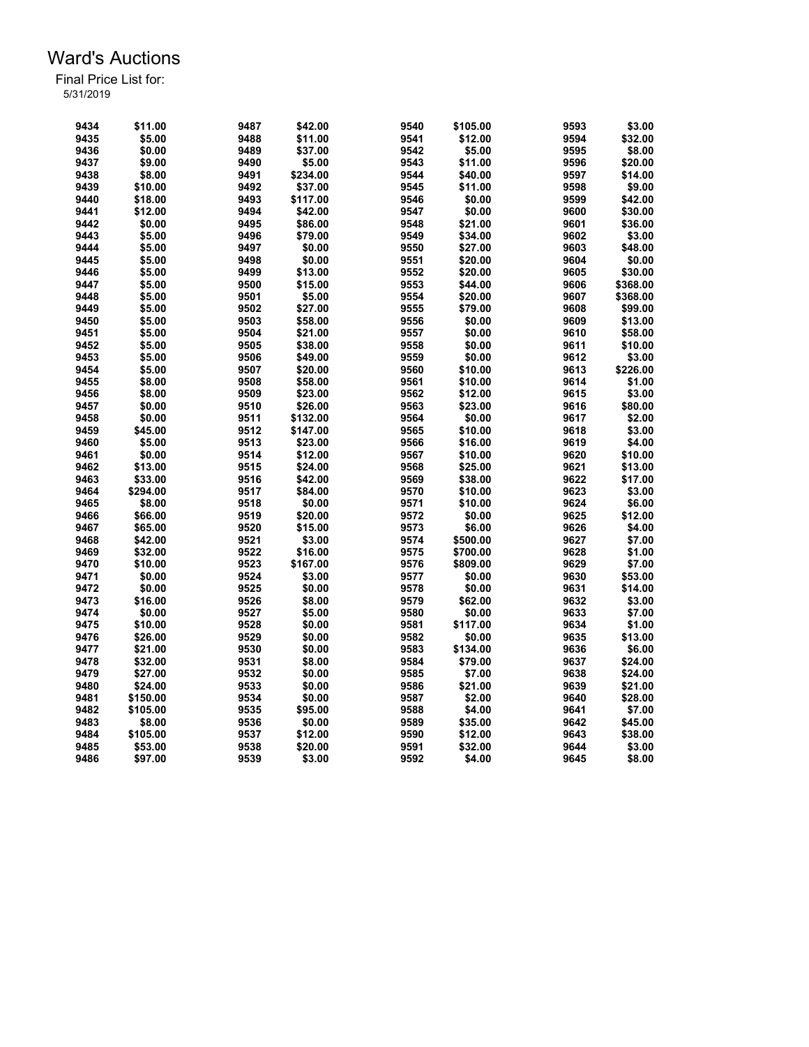# Ward's Auctions

Final Price List for:
5/31/2019

| Lot | Price | Lot | Price | Lot | Price | Lot | Price |
|---|---|---|---|---|---|---|---|
| 9434 | $11.00 | 9487 | $42.00 | 9540 | $105.00 | 9593 | $3.00 |
| 9435 | $5.00 | 9488 | $11.00 | 9541 | $12.00 | 9594 | $32.00 |
| 9436 | $0.00 | 9489 | $37.00 | 9542 | $5.00 | 9595 | $8.00 |
| 9437 | $9.00 | 9490 | $5.00 | 9543 | $11.00 | 9596 | $20.00 |
| 9438 | $8.00 | 9491 | $234.00 | 9544 | $40.00 | 9597 | $14.00 |
| 9439 | $10.00 | 9492 | $37.00 | 9545 | $11.00 | 9598 | $9.00 |
| 9440 | $18.00 | 9493 | $117.00 | 9546 | $0.00 | 9599 | $42.00 |
| 9441 | $12.00 | 9494 | $42.00 | 9547 | $0.00 | 9600 | $30.00 |
| 9442 | $0.00 | 9495 | $86.00 | 9548 | $21.00 | 9601 | $36.00 |
| 9443 | $5.00 | 9496 | $79.00 | 9549 | $34.00 | 9602 | $3.00 |
| 9444 | $5.00 | 9497 | $0.00 | 9550 | $27.00 | 9603 | $48.00 |
| 9445 | $5.00 | 9498 | $0.00 | 9551 | $20.00 | 9604 | $0.00 |
| 9446 | $5.00 | 9499 | $13.00 | 9552 | $20.00 | 9605 | $30.00 |
| 9447 | $5.00 | 9500 | $15.00 | 9553 | $44.00 | 9606 | $368.00 |
| 9448 | $5.00 | 9501 | $5.00 | 9554 | $20.00 | 9607 | $368.00 |
| 9449 | $5.00 | 9502 | $27.00 | 9555 | $79.00 | 9608 | $99.00 |
| 9450 | $5.00 | 9503 | $58.00 | 9556 | $0.00 | 9609 | $13.00 |
| 9451 | $5.00 | 9504 | $21.00 | 9557 | $0.00 | 9610 | $58.00 |
| 9452 | $5.00 | 9505 | $38.00 | 9558 | $0.00 | 9611 | $10.00 |
| 9453 | $5.00 | 9506 | $49.00 | 9559 | $0.00 | 9612 | $3.00 |
| 9454 | $5.00 | 9507 | $20.00 | 9560 | $10.00 | 9613 | $226.00 |
| 9455 | $8.00 | 9508 | $58.00 | 9561 | $10.00 | 9614 | $1.00 |
| 9456 | $8.00 | 9509 | $23.00 | 9562 | $12.00 | 9615 | $3.00 |
| 9457 | $0.00 | 9510 | $26.00 | 9563 | $23.00 | 9616 | $80.00 |
| 9458 | $0.00 | 9511 | $132.00 | 9564 | $0.00 | 9617 | $2.00 |
| 9459 | $45.00 | 9512 | $147.00 | 9565 | $10.00 | 9618 | $3.00 |
| 9460 | $5.00 | 9513 | $23.00 | 9566 | $16.00 | 9619 | $4.00 |
| 9461 | $0.00 | 9514 | $12.00 | 9567 | $10.00 | 9620 | $10.00 |
| 9462 | $13.00 | 9515 | $24.00 | 9568 | $25.00 | 9621 | $13.00 |
| 9463 | $33.00 | 9516 | $42.00 | 9569 | $38.00 | 9622 | $17.00 |
| 9464 | $294.00 | 9517 | $84.00 | 9570 | $10.00 | 9623 | $3.00 |
| 9465 | $8.00 | 9518 | $0.00 | 9571 | $10.00 | 9624 | $6.00 |
| 9466 | $66.00 | 9519 | $20.00 | 9572 | $0.00 | 9625 | $12.00 |
| 9467 | $65.00 | 9520 | $15.00 | 9573 | $6.00 | 9626 | $4.00 |
| 9468 | $42.00 | 9521 | $3.00 | 9574 | $500.00 | 9627 | $7.00 |
| 9469 | $32.00 | 9522 | $16.00 | 9575 | $700.00 | 9628 | $1.00 |
| 9470 | $10.00 | 9523 | $167.00 | 9576 | $809.00 | 9629 | $7.00 |
| 9471 | $0.00 | 9524 | $3.00 | 9577 | $0.00 | 9630 | $53.00 |
| 9472 | $0.00 | 9525 | $0.00 | 9578 | $0.00 | 9631 | $14.00 |
| 9473 | $16.00 | 9526 | $8.00 | 9579 | $62.00 | 9632 | $3.00 |
| 9474 | $0.00 | 9527 | $5.00 | 9580 | $0.00 | 9633 | $7.00 |
| 9475 | $10.00 | 9528 | $0.00 | 9581 | $117.00 | 9634 | $1.00 |
| 9476 | $26.00 | 9529 | $0.00 | 9582 | $0.00 | 9635 | $13.00 |
| 9477 | $21.00 | 9530 | $0.00 | 9583 | $134.00 | 9636 | $6.00 |
| 9478 | $32.00 | 9531 | $8.00 | 9584 | $79.00 | 9637 | $24.00 |
| 9479 | $27.00 | 9532 | $0.00 | 9585 | $7.00 | 9638 | $24.00 |
| 9480 | $24.00 | 9533 | $0.00 | 9586 | $21.00 | 9639 | $21.00 |
| 9481 | $150.00 | 9534 | $0.00 | 9587 | $2.00 | 9640 | $28.00 |
| 9482 | $105.00 | 9535 | $95.00 | 9588 | $4.00 | 9641 | $7.00 |
| 9483 | $8.00 | 9536 | $0.00 | 9589 | $35.00 | 9642 | $45.00 |
| 9484 | $105.00 | 9537 | $12.00 | 9590 | $12.00 | 9643 | $38.00 |
| 9485 | $53.00 | 9538 | $20.00 | 9591 | $32.00 | 9644 | $3.00 |
| 9486 | $97.00 | 9539 | $3.00 | 9592 | $4.00 | 9645 | $8.00 |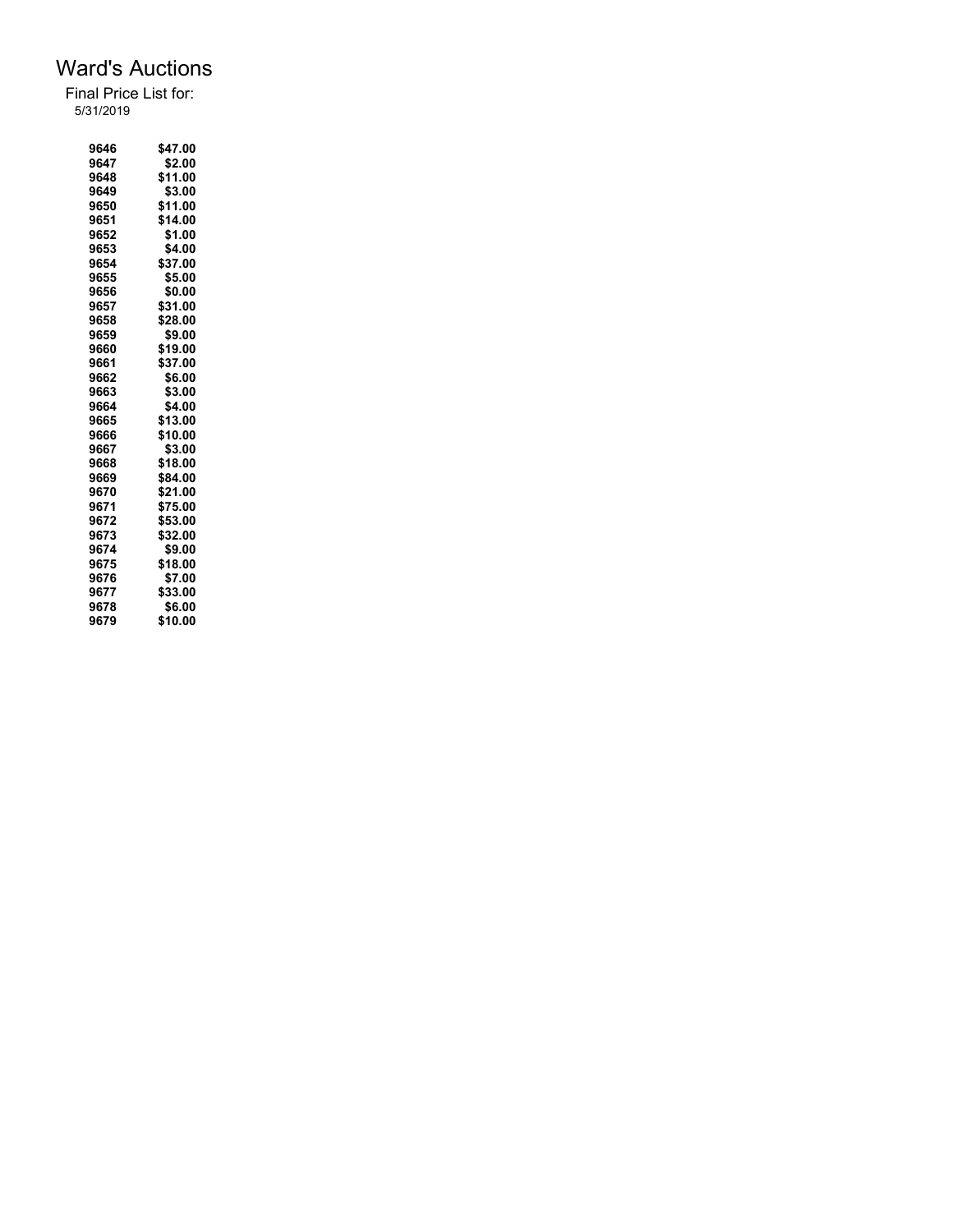# Ward's Auctions

Final Price List for:
5/31/2019

| | |
|---|---|
| 9646 | $47.00 |
| 9647 | $2.00 |
| 9648 | $11.00 |
| 9649 | $3.00 |
| 9650 | $11.00 |
| 9651 | $14.00 |
| 9652 | $1.00 |
| 9653 | $4.00 |
| 9654 | $37.00 |
| 9655 | $5.00 |
| 9656 | $0.00 |
| 9657 | $31.00 |
| 9658 | $28.00 |
| 9659 | $9.00 |
| 9660 | $19.00 |
| 9661 | $37.00 |
| 9662 | $6.00 |
| 9663 | $3.00 |
| 9664 | $4.00 |
| 9665 | $13.00 |
| 9666 | $10.00 |
| 9667 | $3.00 |
| 9668 | $18.00 |
| 9669 | $84.00 |
| 9670 | $21.00 |
| 9671 | $75.00 |
| 9672 | $53.00 |
| 9673 | $32.00 |
| 9674 | $9.00 |
| 9675 | $18.00 |
| 9676 | $7.00 |
| 9677 | $33.00 |
| 9678 | $6.00 |
| 9679 | $10.00 |